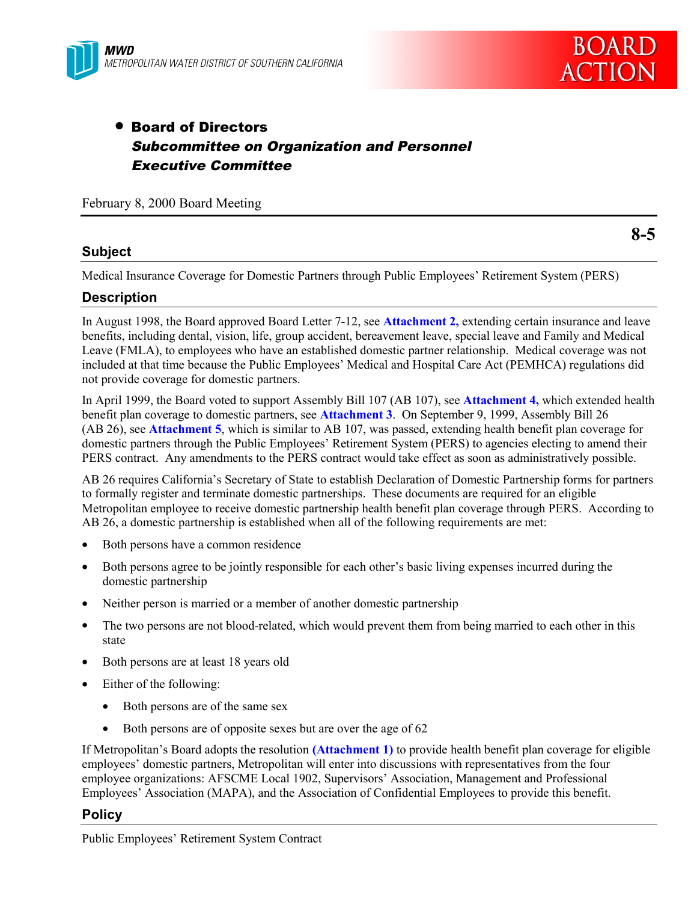MWD
METROPOLITAN WATER DISTRICT OF SOUTHERN CALIFORNIA

BOARD ACTION

- **Board of Directors**
  ***Subcommittee on Organization and Personnel***
  ***Executive Committee***

February 8, 2000 Board Meeting

**8-5**

## Subject

Medical Insurance Coverage for Domestic Partners through Public Employees' Retirement System (PERS)

## Description

In August 1998, the Board approved Board Letter 7-12, see **Attachment 2,** extending certain insurance and leave benefits, including dental, vision, life, group accident, bereavement leave, special leave and Family and Medical Leave (FMLA), to employees who have an established domestic partner relationship. Medical coverage was not included at that time because the Public Employees' Medical and Hospital Care Act (PEMHCA) regulations did not provide coverage for domestic partners.

In April 1999, the Board voted to support Assembly Bill 107 (AB 107), see **Attachment 4,** which extended health benefit plan coverage to domestic partners, see **Attachment 3**. On September 9, 1999, Assembly Bill 26 (AB 26), see **Attachment 5**, which is similar to AB 107, was passed, extending health benefit plan coverage for domestic partners through the Public Employees' Retirement System (PERS) to agencies electing to amend their PERS contract. Any amendments to the PERS contract would take effect as soon as administratively possible.

AB 26 requires California's Secretary of State to establish Declaration of Domestic Partnership forms for partners to formally register and terminate domestic partnerships. These documents are required for an eligible Metropolitan employee to receive domestic partnership health benefit plan coverage through PERS. According to AB 26, a domestic partnership is established when all of the following requirements are met:

- Both persons have a common residence
- Both persons agree to be jointly responsible for each other's basic living expenses incurred during the domestic partnership
- Neither person is married or a member of another domestic partnership
- The two persons are not blood-related, which would prevent them from being married to each other in this state
- Both persons are at least 18 years old
- Either of the following:
  - Both persons are of the same sex
  - Both persons are of opposite sexes but are over the age of 62

If Metropolitan's Board adopts the resolution **(Attachment 1)** to provide health benefit plan coverage for eligible employees' domestic partners, Metropolitan will enter into discussions with representatives from the four employee organizations: AFSCME Local 1902, Supervisors' Association, Management and Professional Employees' Association (MAPA), and the Association of Confidential Employees to provide this benefit.

## Policy

Public Employees' Retirement System Contract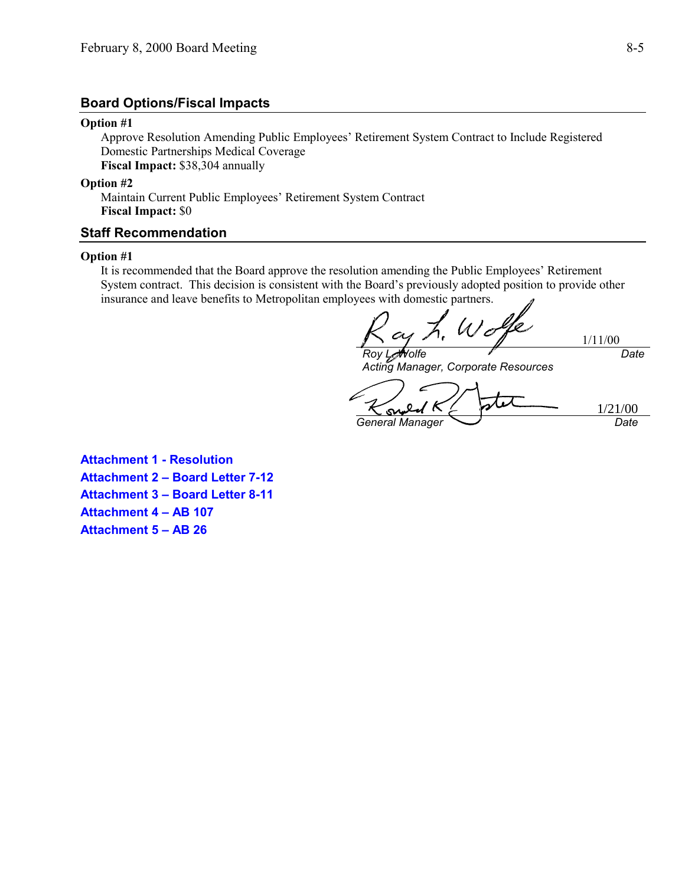## Board Options/Fiscal Impacts

**Option #1**

Approve Resolution Amending Public Employees' Retirement System Contract to Include Registered Domestic Partnerships Medical Coverage

**Fiscal Impact:** $38,304 annually

**Option #2**

Maintain Current Public Employees' Retirement System Contract

**Fiscal Impact:** $0

## Staff Recommendation

**Option #1**

It is recommended that the Board approve the resolution amending the Public Employees' Retirement System contract. This decision is consistent with the Board's previously adopted position to provide other insurance and leave benefits to Metropolitan employees with domestic partners.

Roy L. Wolfe — 1/11/00

*Roy L. Wolfe*
*Acting Manager, Corporate Resources* — *Date*

Ronald R. Gastelum — 1/21/00

*General Manager* — *Date*

**Attachment 1 - Resolution**

**Attachment 2 – Board Letter 7-12**

**Attachment 3 – Board Letter 8-11**

**Attachment 4 – AB 107**

**Attachment 5 – AB 26**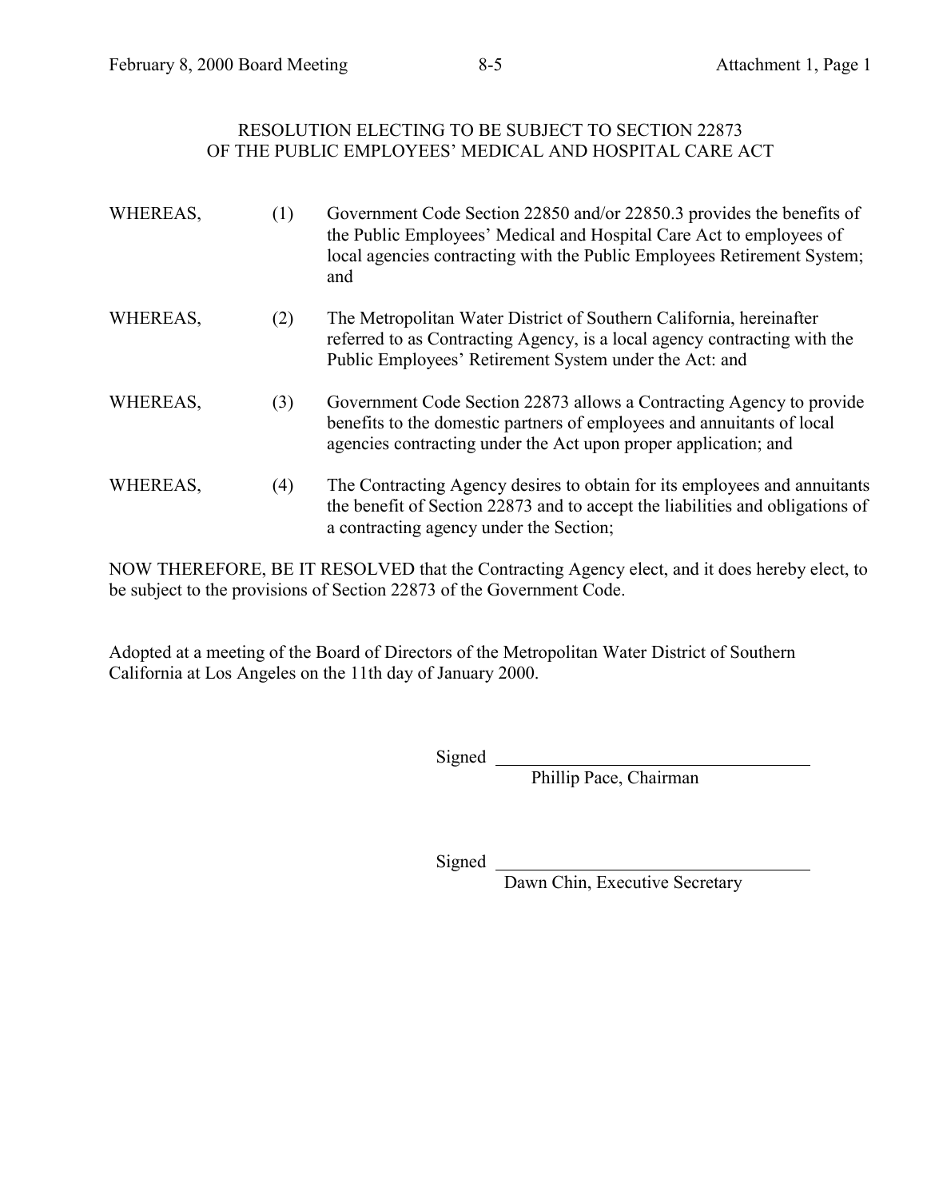# RESOLUTION ELECTING TO BE SUBJECT TO SECTION 22873 OF THE PUBLIC EMPLOYEES' MEDICAL AND HOSPITAL CARE ACT

WHEREAS, (1) Government Code Section 22850 and/or 22850.3 provides the benefits of the Public Employees' Medical and Hospital Care Act to employees of local agencies contracting with the Public Employees Retirement System; and

WHEREAS, (2) The Metropolitan Water District of Southern California, hereinafter referred to as Contracting Agency, is a local agency contracting with the Public Employees' Retirement System under the Act: and

WHEREAS, (3) Government Code Section 22873 allows a Contracting Agency to provide benefits to the domestic partners of employees and annuitants of local agencies contracting under the Act upon proper application; and

WHEREAS, (4) The Contracting Agency desires to obtain for its employees and annuitants the benefit of Section 22873 and to accept the liabilities and obligations of a contracting agency under the Section;

NOW THEREFORE, BE IT RESOLVED that the Contracting Agency elect, and it does hereby elect, to be subject to the provisions of Section 22873 of the Government Code.

Adopted at a meeting of the Board of Directors of the Metropolitan Water District of Southern California at Los Angeles on the 11th day of January 2000.

Signed ___________________________
Phillip Pace, Chairman

Signed ___________________________
Dawn Chin, Executive Secretary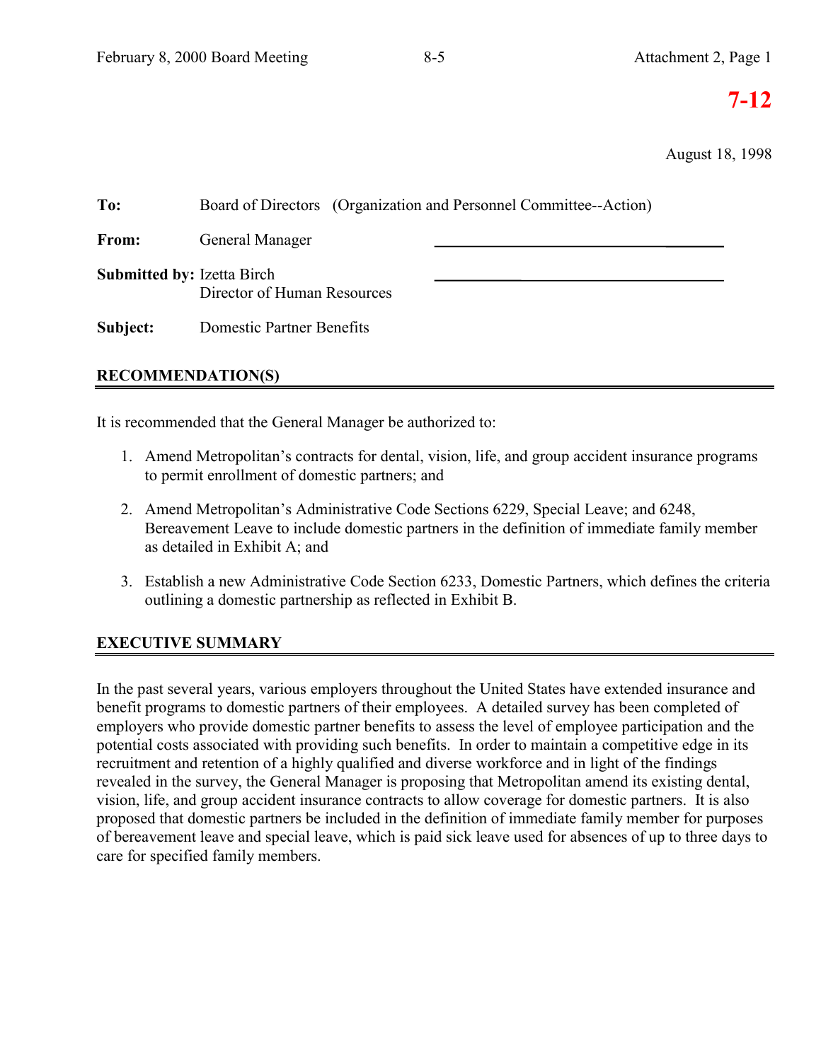**7-12**

August 18, 1998

**To:** Board of Directors (Organization and Personnel Committee--Action)

**From:** General Manager

**Submitted by:** Izetta Birch
Director of Human Resources

**Subject:** Domestic Partner Benefits

## RECOMMENDATION(S)

It is recommended that the General Manager be authorized to:

1. Amend Metropolitan's contracts for dental, vision, life, and group accident insurance programs to permit enrollment of domestic partners; and
2. Amend Metropolitan's Administrative Code Sections 6229, Special Leave; and 6248, Bereavement Leave to include domestic partners in the definition of immediate family member as detailed in Exhibit A; and
3. Establish a new Administrative Code Section 6233, Domestic Partners, which defines the criteria outlining a domestic partnership as reflected in Exhibit B.

## EXECUTIVE SUMMARY

In the past several years, various employers throughout the United States have extended insurance and benefit programs to domestic partners of their employees. A detailed survey has been completed of employers who provide domestic partner benefits to assess the level of employee participation and the potential costs associated with providing such benefits. In order to maintain a competitive edge in its recruitment and retention of a highly qualified and diverse workforce and in light of the findings revealed in the survey, the General Manager is proposing that Metropolitan amend its existing dental, vision, life, and group accident insurance contracts to allow coverage for domestic partners. It is also proposed that domestic partners be included in the definition of immediate family member for purposes of bereavement leave and special leave, which is paid sick leave used for absences of up to three days to care for specified family members.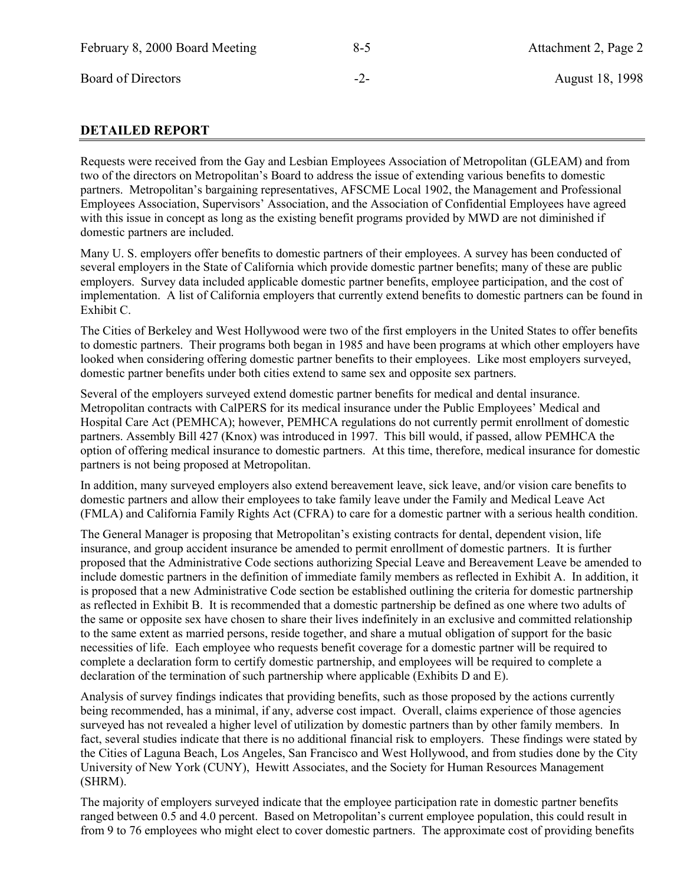## DETAILED REPORT

Requests were received from the Gay and Lesbian Employees Association of Metropolitan (GLEAM) and from two of the directors on Metropolitan's Board to address the issue of extending various benefits to domestic partners. Metropolitan's bargaining representatives, AFSCME Local 1902, the Management and Professional Employees Association, Supervisors' Association, and the Association of Confidential Employees have agreed with this issue in concept as long as the existing benefit programs provided by MWD are not diminished if domestic partners are included.

Many U. S. employers offer benefits to domestic partners of their employees. A survey has been conducted of several employers in the State of California which provide domestic partner benefits; many of these are public employers. Survey data included applicable domestic partner benefits, employee participation, and the cost of implementation. A list of California employers that currently extend benefits to domestic partners can be found in Exhibit C.

The Cities of Berkeley and West Hollywood were two of the first employers in the United States to offer benefits to domestic partners. Their programs both began in 1985 and have been programs at which other employers have looked when considering offering domestic partner benefits to their employees. Like most employers surveyed, domestic partner benefits under both cities extend to same sex and opposite sex partners.

Several of the employers surveyed extend domestic partner benefits for medical and dental insurance. Metropolitan contracts with CalPERS for its medical insurance under the Public Employees' Medical and Hospital Care Act (PEMHCA); however, PEMHCA regulations do not currently permit enrollment of domestic partners. Assembly Bill 427 (Knox) was introduced in 1997. This bill would, if passed, allow PEMHCA the option of offering medical insurance to domestic partners. At this time, therefore, medical insurance for domestic partners is not being proposed at Metropolitan.

In addition, many surveyed employers also extend bereavement leave, sick leave, and/or vision care benefits to domestic partners and allow their employees to take family leave under the Family and Medical Leave Act (FMLA) and California Family Rights Act (CFRA) to care for a domestic partner with a serious health condition.

The General Manager is proposing that Metropolitan's existing contracts for dental, dependent vision, life insurance, and group accident insurance be amended to permit enrollment of domestic partners. It is further proposed that the Administrative Code sections authorizing Special Leave and Bereavement Leave be amended to include domestic partners in the definition of immediate family members as reflected in Exhibit A. In addition, it is proposed that a new Administrative Code section be established outlining the criteria for domestic partnership as reflected in Exhibit B. It is recommended that a domestic partnership be defined as one where two adults of the same or opposite sex have chosen to share their lives indefinitely in an exclusive and committed relationship to the same extent as married persons, reside together, and share a mutual obligation of support for the basic necessities of life. Each employee who requests benefit coverage for a domestic partner will be required to complete a declaration form to certify domestic partnership, and employees will be required to complete a declaration of the termination of such partnership where applicable (Exhibits D and E).

Analysis of survey findings indicates that providing benefits, such as those proposed by the actions currently being recommended, has a minimal, if any, adverse cost impact. Overall, claims experience of those agencies surveyed has not revealed a higher level of utilization by domestic partners than by other family members. In fact, several studies indicate that there is no additional financial risk to employers. These findings were stated by the Cities of Laguna Beach, Los Angeles, San Francisco and West Hollywood, and from studies done by the City University of New York (CUNY), Hewitt Associates, and the Society for Human Resources Management (SHRM).

The majority of employers surveyed indicate that the employee participation rate in domestic partner benefits ranged between 0.5 and 4.0 percent. Based on Metropolitan's current employee population, this could result in from 9 to 76 employees who might elect to cover domestic partners. The approximate cost of providing benefits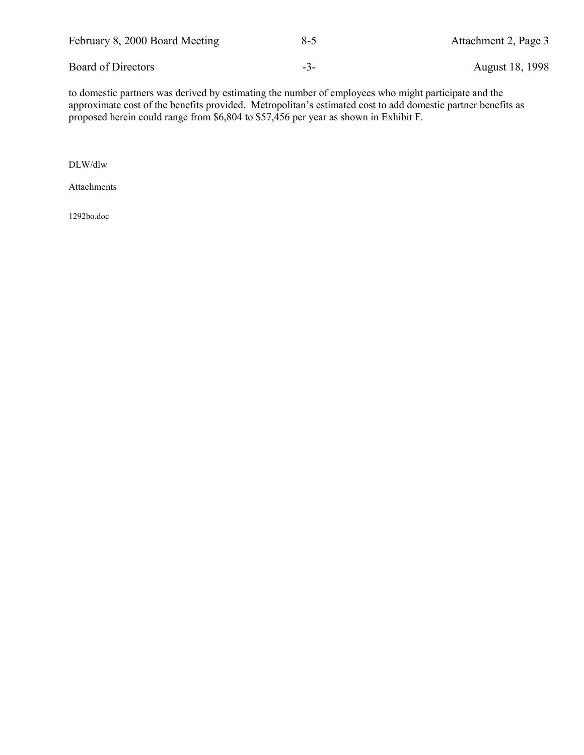to domestic partners was derived by estimating the number of employees who might participate and the approximate cost of the benefits provided. Metropolitan's estimated cost to add domestic partner benefits as proposed herein could range from $6,804 to $57,456 per year as shown in Exhibit F.

DLW/dlw

Attachments

1292bo.doc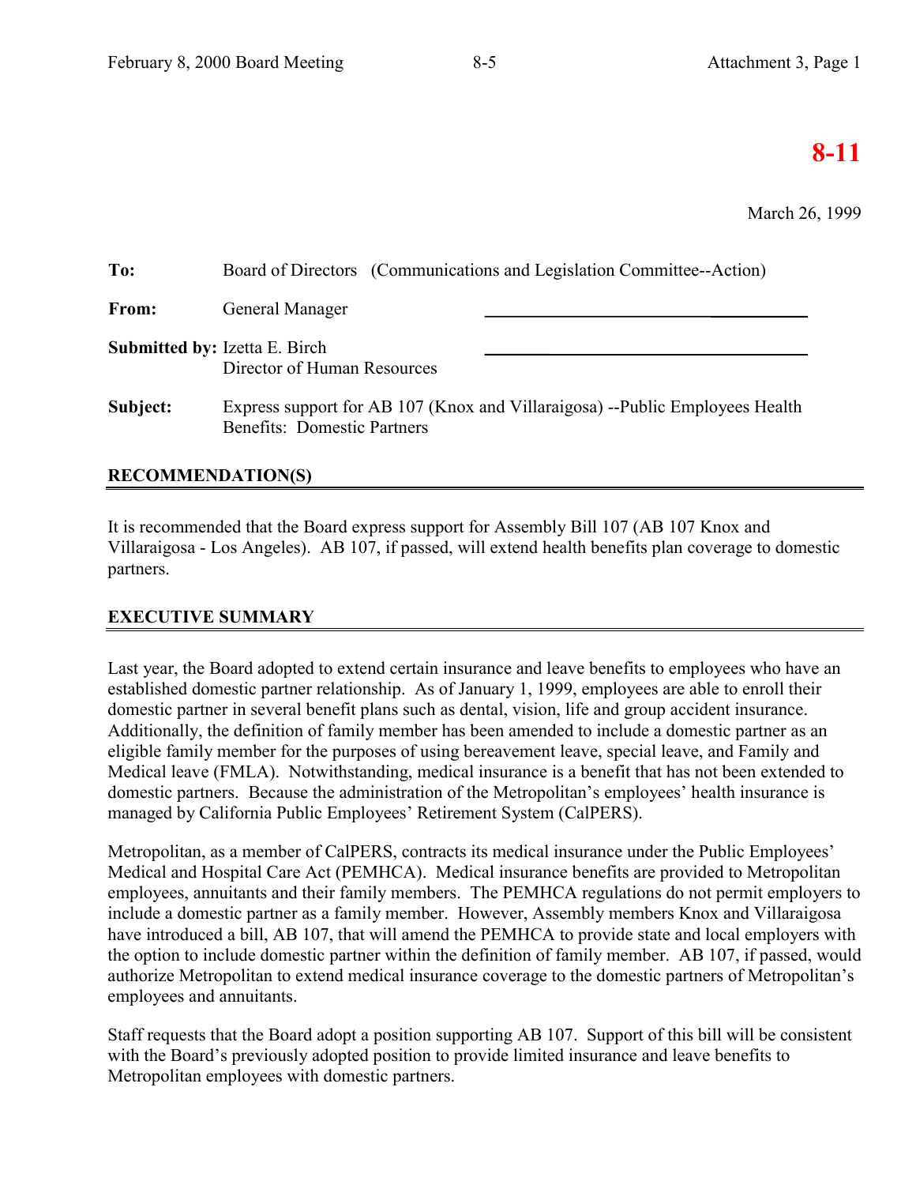# 8-11

March 26, 1999

**To:** Board of Directors (Communications and Legislation Committee--Action)

**From:** General Manager

**Submitted by:** Izetta E. Birch
Director of Human Resources

**Subject:** Express support for AB 107 (Knox and Villaraigosa) --Public Employees Health Benefits: Domestic Partners

## RECOMMENDATION(S)

It is recommended that the Board express support for Assembly Bill 107 (AB 107 Knox and Villaraigosa - Los Angeles). AB 107, if passed, will extend health benefits plan coverage to domestic partners.

## EXECUTIVE SUMMARY

Last year, the Board adopted to extend certain insurance and leave benefits to employees who have an established domestic partner relationship. As of January 1, 1999, employees are able to enroll their domestic partner in several benefit plans such as dental, vision, life and group accident insurance. Additionally, the definition of family member has been amended to include a domestic partner as an eligible family member for the purposes of using bereavement leave, special leave, and Family and Medical leave (FMLA). Notwithstanding, medical insurance is a benefit that has not been extended to domestic partners. Because the administration of the Metropolitan's employees' health insurance is managed by California Public Employees' Retirement System (CalPERS).

Metropolitan, as a member of CalPERS, contracts its medical insurance under the Public Employees' Medical and Hospital Care Act (PEMHCA). Medical insurance benefits are provided to Metropolitan employees, annuitants and their family members. The PEMHCA regulations do not permit employers to include a domestic partner as a family member. However, Assembly members Knox and Villaraigosa have introduced a bill, AB 107, that will amend the PEMHCA to provide state and local employers with the option to include domestic partner within the definition of family member. AB 107, if passed, would authorize Metropolitan to extend medical insurance coverage to the domestic partners of Metropolitan's employees and annuitants.

Staff requests that the Board adopt a position supporting AB 107. Support of this bill will be consistent with the Board's previously adopted position to provide limited insurance and leave benefits to Metropolitan employees with domestic partners.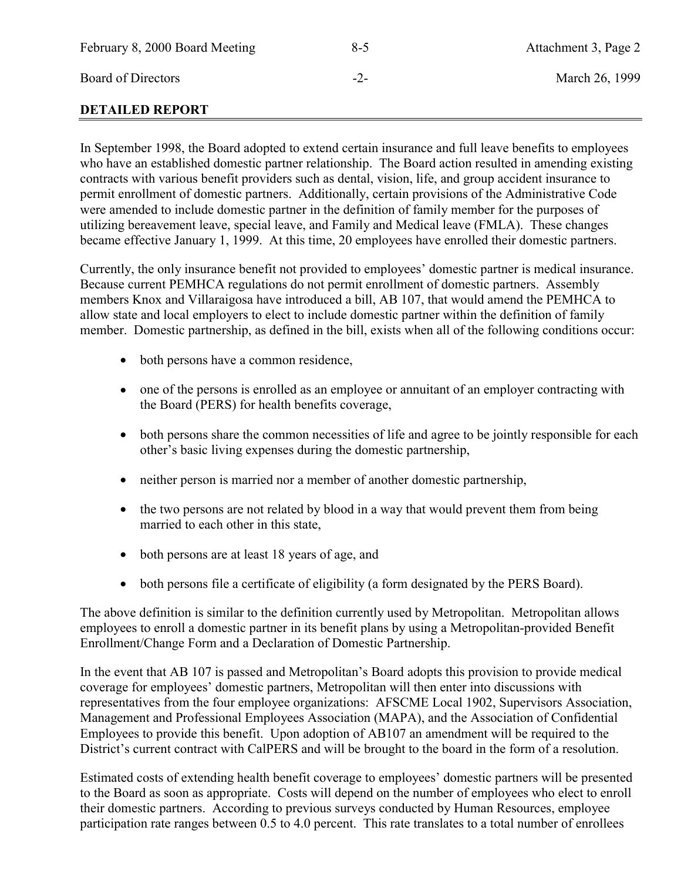## DETAILED REPORT

In September 1998, the Board adopted to extend certain insurance and full leave benefits to employees who have an established domestic partner relationship. The Board action resulted in amending existing contracts with various benefit providers such as dental, vision, life, and group accident insurance to permit enrollment of domestic partners. Additionally, certain provisions of the Administrative Code were amended to include domestic partner in the definition of family member for the purposes of utilizing bereavement leave, special leave, and Family and Medical leave (FMLA). These changes became effective January 1, 1999. At this time, 20 employees have enrolled their domestic partners.

Currently, the only insurance benefit not provided to employees' domestic partner is medical insurance. Because current PEMHCA regulations do not permit enrollment of domestic partners. Assembly members Knox and Villaraigosa have introduced a bill, AB 107, that would amend the PEMHCA to allow state and local employers to elect to include domestic partner within the definition of family member. Domestic partnership, as defined in the bill, exists when all of the following conditions occur:

- both persons have a common residence,
- one of the persons is enrolled as an employee or annuitant of an employer contracting with the Board (PERS) for health benefits coverage,
- both persons share the common necessities of life and agree to be jointly responsible for each other's basic living expenses during the domestic partnership,
- neither person is married nor a member of another domestic partnership,
- the two persons are not related by blood in a way that would prevent them from being married to each other in this state,
- both persons are at least 18 years of age, and
- both persons file a certificate of eligibility (a form designated by the PERS Board).

The above definition is similar to the definition currently used by Metropolitan. Metropolitan allows employees to enroll a domestic partner in its benefit plans by using a Metropolitan-provided Benefit Enrollment/Change Form and a Declaration of Domestic Partnership.

In the event that AB 107 is passed and Metropolitan's Board adopts this provision to provide medical coverage for employees' domestic partners, Metropolitan will then enter into discussions with representatives from the four employee organizations: AFSCME Local 1902, Supervisors Association, Management and Professional Employees Association (MAPA), and the Association of Confidential Employees to provide this benefit. Upon adoption of AB107 an amendment will be required to the District's current contract with CalPERS and will be brought to the board in the form of a resolution.

Estimated costs of extending health benefit coverage to employees' domestic partners will be presented to the Board as soon as appropriate. Costs will depend on the number of employees who elect to enroll their domestic partners. According to previous surveys conducted by Human Resources, employee participation rate ranges between 0.5 to 4.0 percent. This rate translates to a total number of enrollees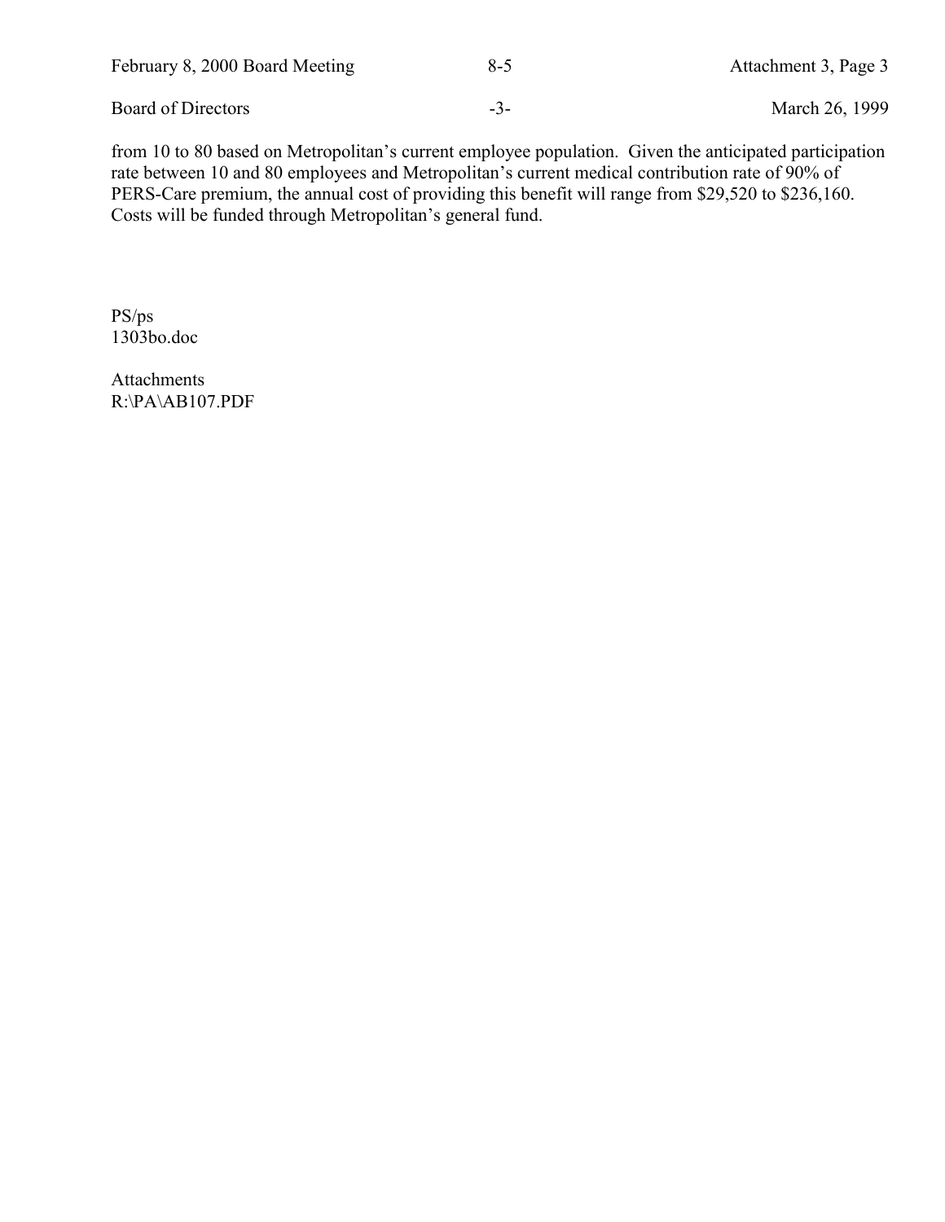from 10 to 80 based on Metropolitan's current employee population. Given the anticipated participation rate between 10 and 80 employees and Metropolitan's current medical contribution rate of 90% of PERS-Care premium, the annual cost of providing this benefit will range from $29,520 to $236,160. Costs will be funded through Metropolitan's general fund.

PS/ps
1303bo.doc

Attachments
R:\PA\AB107.PDF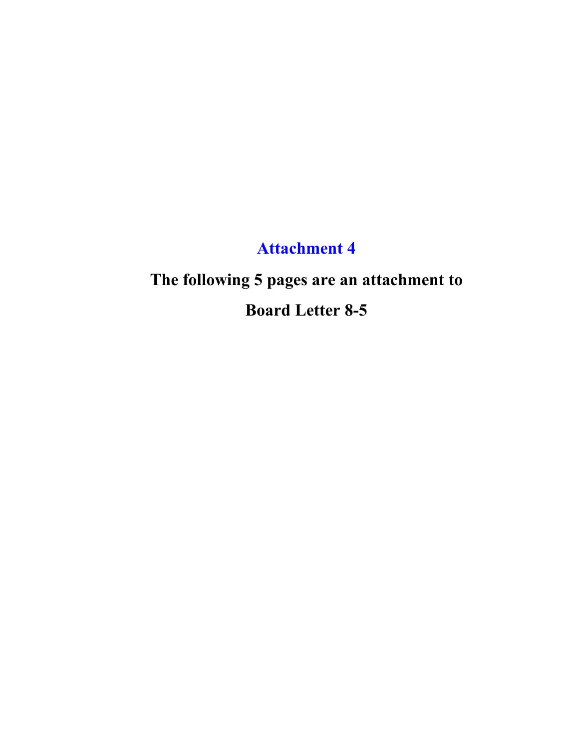# Attachment 4

**The following 5 pages are an attachment to**

**Board Letter 8-5**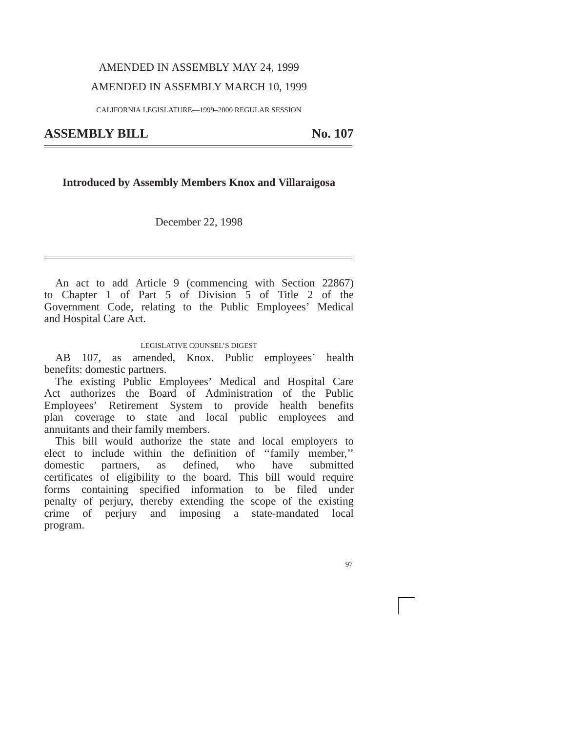AMENDED IN ASSEMBLY MAY 24, 1999

AMENDED IN ASSEMBLY MARCH 10, 1999

CALIFORNIA LEGISLATURE—1999–2000 REGULAR SESSION

# ASSEMBLY BILL No. 107

**Introduced by Assembly Members Knox and Villaraigosa**

December 22, 1998

An act to add Article 9 (commencing with Section 22867) to Chapter 1 of Part 5 of Division 5 of Title 2 of the Government Code, relating to the Public Employees' Medical and Hospital Care Act.

LEGISLATIVE COUNSEL'S DIGEST

AB 107, as amended, Knox. Public employees' health benefits: domestic partners.

The existing Public Employees' Medical and Hospital Care Act authorizes the Board of Administration of the Public Employees' Retirement System to provide health benefits plan coverage to state and local public employees and annuitants and their family members.

This bill would authorize the state and local employers to elect to include within the definition of ''family member,'' domestic partners, as defined, who have submitted certificates of eligibility to the board. This bill would require forms containing specified information to be filed under penalty of perjury, thereby extending the scope of the existing crime of perjury and imposing a state-mandated local program.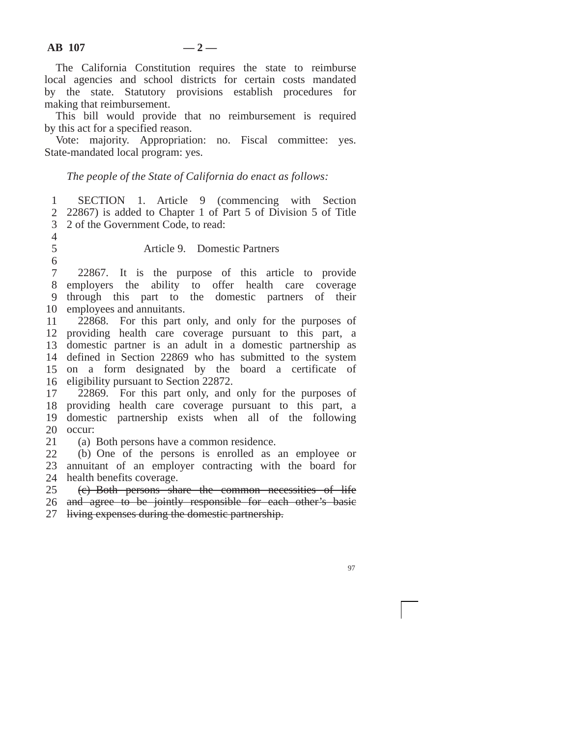The California Constitution requires the state to reimburse local agencies and school districts for certain costs mandated by the state. Statutory provisions establish procedures for making that reimbursement.

This bill would provide that no reimbursement is required by this act for a specified reason.

Vote: majority. Appropriation: no. Fiscal committee: yes. State-mandated local program: yes.

*The people of the State of California do enact as follows:*

SECTION 1. Article 9 (commencing with Section 22867) is added to Chapter 1 of Part 5 of Division 5 of Title 2 of the Government Code, to read:

Article 9. Domestic Partners

22867. It is the purpose of this article to provide employers the ability to offer health care coverage through this part to the domestic partners of their employees and annuitants.

22868. For this part only, and only for the purposes of providing health care coverage pursuant to this part, a domestic partner is an adult in a domestic partnership as defined in Section 22869 who has submitted to the system on a form designated by the board a certificate of eligibility pursuant to Section 22872.

22869. For this part only, and only for the purposes of providing health care coverage pursuant to this part, a domestic partnership exists when all of the following occur:

(a) Both persons have a common residence.

(b) One of the persons is enrolled as an employee or annuitant of an employer contracting with the board for health benefits coverage.

~~(c) Both persons share the common necessities of life and agree to be jointly responsible for each other's basic living expenses during the domestic partnership.~~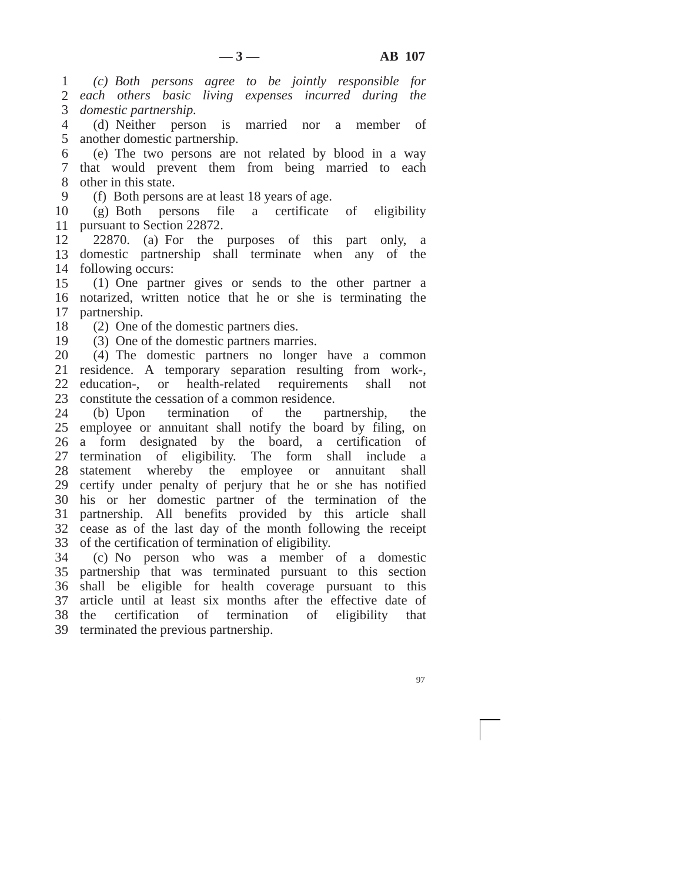*(c) Both persons agree to be jointly responsible for each others basic living expenses incurred during the domestic partnership.*

(d) Neither person is married nor a member of another domestic partnership.

(e) The two persons are not related by blood in a way that would prevent them from being married to each other in this state.

(f) Both persons are at least 18 years of age.

(g) Both persons file a certificate of eligibility pursuant to Section 22872.

22870. (a) For the purposes of this part only, a domestic partnership shall terminate when any of the following occurs:

(1) One partner gives or sends to the other partner a notarized, written notice that he or she is terminating the partnership.

(2) One of the domestic partners dies.

(3) One of the domestic partners marries.

(4) The domestic partners no longer have a common residence. A temporary separation resulting from work-, education-, or health-related requirements shall not constitute the cessation of a common residence.

(b) Upon termination of the partnership, the employee or annuitant shall notify the board by filing, on a form designated by the board, a certification of termination of eligibility. The form shall include a statement whereby the employee or annuitant shall certify under penalty of perjury that he or she has notified his or her domestic partner of the termination of the partnership. All benefits provided by this article shall cease as of the last day of the month following the receipt of the certification of termination of eligibility.

(c) No person who was a member of a domestic partnership that was terminated pursuant to this section shall be eligible for health coverage pursuant to this article until at least six months after the effective date of the certification of termination of eligibility that terminated the previous partnership.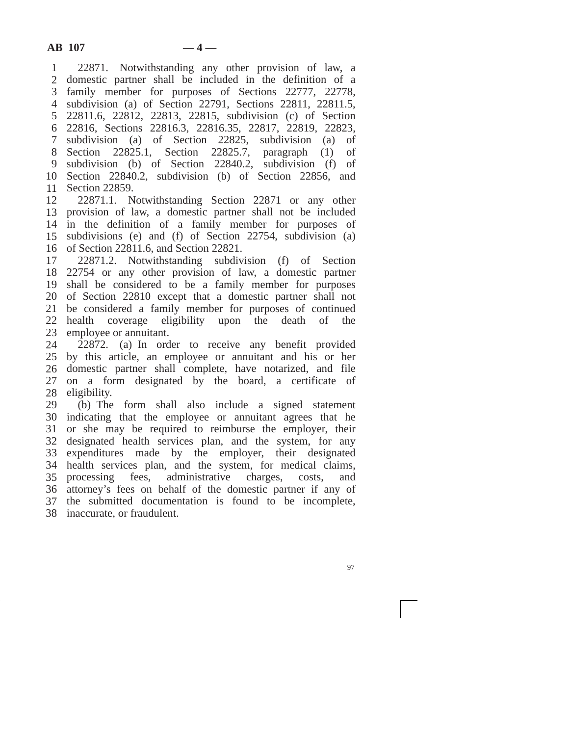22871. Notwithstanding any other provision of law, a domestic partner shall be included in the definition of a family member for purposes of Sections 22777, 22778, subdivision (a) of Section 22791, Sections 22811, 22811.5, 22811.6, 22812, 22813, 22815, subdivision (c) of Section 22816, Sections 22816.3, 22816.35, 22817, 22819, 22823, subdivision (a) of Section 22825, subdivision (a) of Section 22825.1, Section 22825.7, paragraph (1) of subdivision (b) of Section 22840.2, subdivision (f) of Section 22840.2, subdivision (b) of Section 22856, and Section 22859.

22871.1. Notwithstanding Section 22871 or any other provision of law, a domestic partner shall not be included in the definition of a family member for purposes of subdivisions (e) and (f) of Section 22754, subdivision (a) of Section 22811.6, and Section 22821.

22871.2. Notwithstanding subdivision (f) of Section 22754 or any other provision of law, a domestic partner shall be considered to be a family member for purposes of Section 22810 except that a domestic partner shall not be considered a family member for purposes of continued health coverage eligibility upon the death of the employee or annuitant.

22872. (a) In order to receive any benefit provided by this article, an employee or annuitant and his or her domestic partner shall complete, have notarized, and file on a form designated by the board, a certificate of eligibility.

(b) The form shall also include a signed statement indicating that the employee or annuitant agrees that he or she may be required to reimburse the employer, their designated health services plan, and the system, for any expenditures made by the employer, their designated health services plan, and the system, for medical claims, processing fees, administrative charges, costs, and attorney's fees on behalf of the domestic partner if any of the submitted documentation is found to be incomplete, inaccurate, or fraudulent.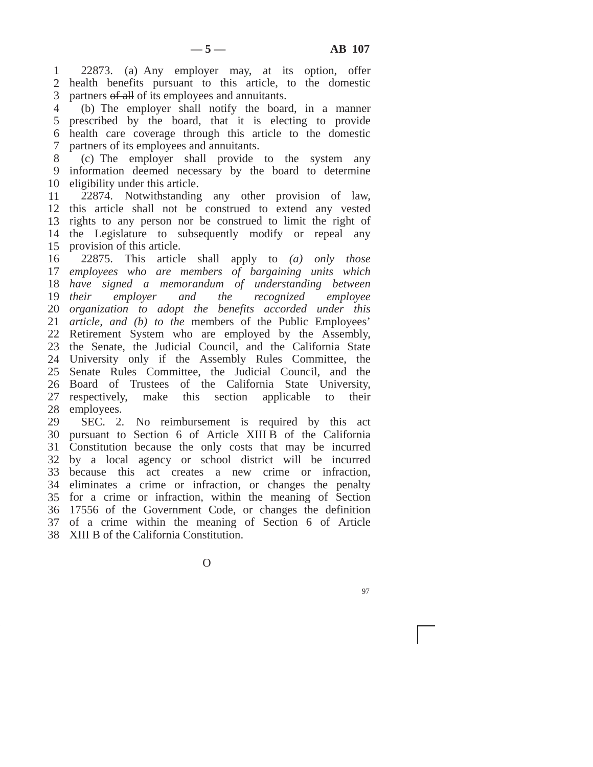22873. (a) Any employer may, at its option, offer health benefits pursuant to this article, to the domestic partners ~~of all~~ of its employees and annuitants.

(b) The employer shall notify the board, in a manner prescribed by the board, that it is electing to provide health care coverage through this article to the domestic partners of its employees and annuitants.

(c) The employer shall provide to the system any information deemed necessary by the board to determine eligibility under this article.

22874. Notwithstanding any other provision of law, this article shall not be construed to extend any vested rights to any person nor be construed to limit the right of the Legislature to subsequently modify or repeal any provision of this article.

22875. This article shall apply to *(a) only those employees who are members of bargaining units which have signed a memorandum of understanding between their employer and the recognized employee organization to adopt the benefits accorded under this article, and (b) to the* members of the Public Employees' Retirement System who are employed by the Assembly, the Senate, the Judicial Council, and the California State University only if the Assembly Rules Committee, the Senate Rules Committee, the Judicial Council, and the Board of Trustees of the California State University, respectively, make this section applicable to their employees.

SEC. 2. No reimbursement is required by this act pursuant to Section 6 of Article XIII B of the California Constitution because the only costs that may be incurred by a local agency or school district will be incurred because this act creates a new crime or infraction, eliminates a crime or infraction, or changes the penalty for a crime or infraction, within the meaning of Section 17556 of the Government Code, or changes the definition of a crime within the meaning of Section 6 of Article XIII B of the California Constitution.

O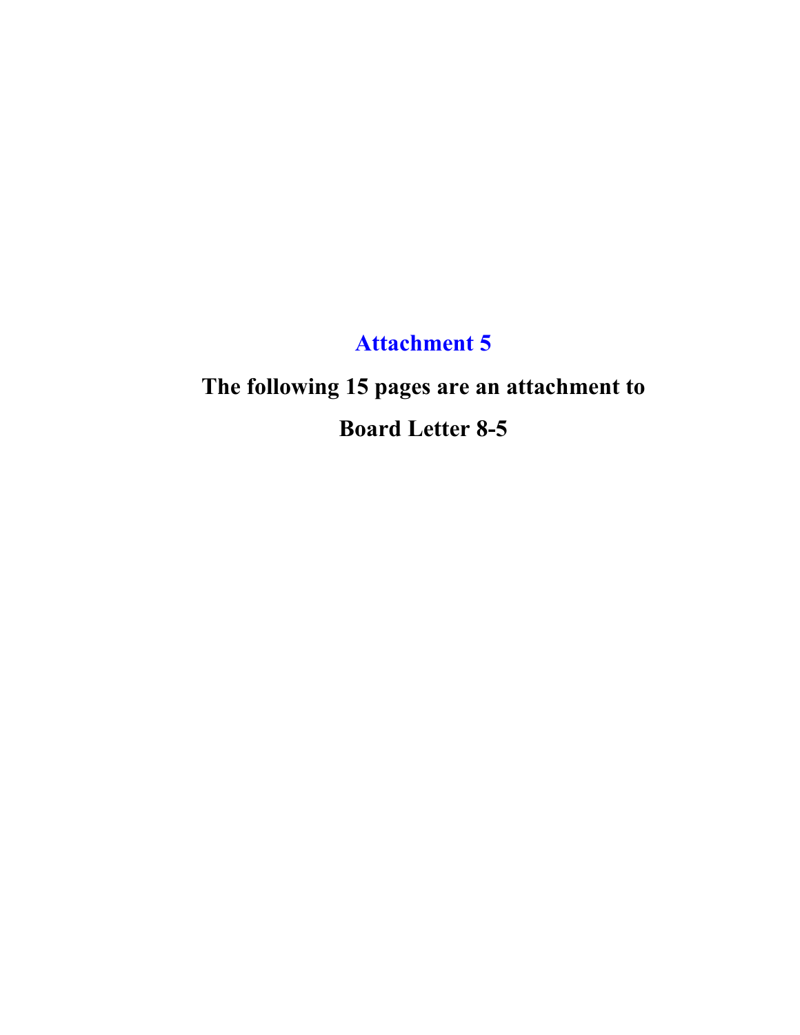# Attachment 5

**The following 15 pages are an attachment to**

**Board Letter 8-5**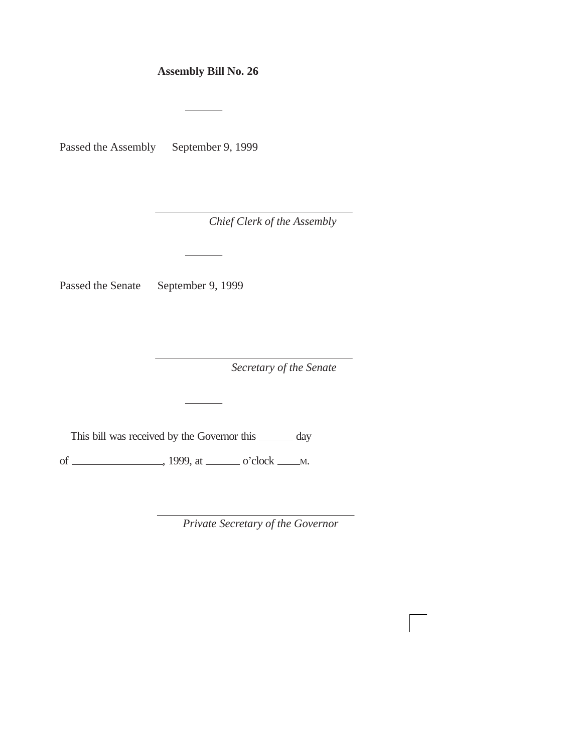**Assembly Bill No. 26**

---

Passed the Assembly September 9, 1999

\_\_\_\_\_\_\_\_\_\_\_\_\_\_\_\_\_\_\_\_\_\_\_\_\_\_\_\_\_\_\_\_\_\_\_\_

*Chief Clerk of the Assembly*

---

Passed the Senate September 9, 1999

\_\_\_\_\_\_\_\_\_\_\_\_\_\_\_\_\_\_\_\_\_\_\_\_\_\_\_\_\_\_\_\_\_\_\_\_

*Secretary of the Senate*

---

This bill was received by the Governor this \_\_\_\_\_\_\_ day of \_\_\_\_\_\_\_\_\_\_\_\_\_\_\_\_\_\_, 1999, at \_\_\_\_\_\_\_ o'clock \_\_\_\_M.

\_\_\_\_\_\_\_\_\_\_\_\_\_\_\_\_\_\_\_\_\_\_\_\_\_\_\_\_\_\_\_\_\_\_\_\_

*Private Secretary of the Governor*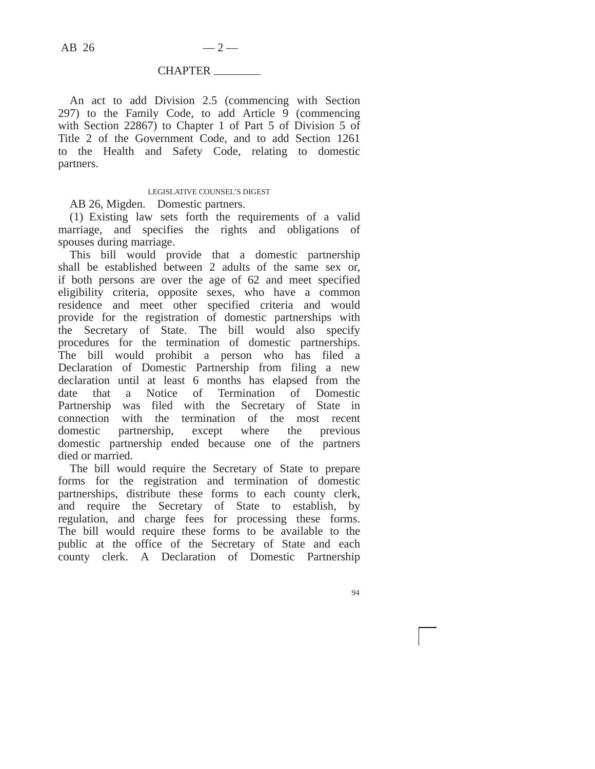CHAPTER ________

An act to add Division 2.5 (commencing with Section 297) to the Family Code, to add Article 9 (commencing with Section 22867) to Chapter 1 of Part 5 of Division 5 of Title 2 of the Government Code, and to add Section 1261 to the Health and Safety Code, relating to domestic partners.

LEGISLATIVE COUNSEL'S DIGEST

AB 26, Migden. Domestic partners.

(1) Existing law sets forth the requirements of a valid marriage, and specifies the rights and obligations of spouses during marriage.

This bill would provide that a domestic partnership shall be established between 2 adults of the same sex or, if both persons are over the age of 62 and meet specified eligibility criteria, opposite sexes, who have a common residence and meet other specified criteria and would provide for the registration of domestic partnerships with the Secretary of State. The bill would also specify procedures for the termination of domestic partnerships. The bill would prohibit a person who has filed a Declaration of Domestic Partnership from filing a new declaration until at least 6 months has elapsed from the date that a Notice of Termination of Domestic Partnership was filed with the Secretary of State in connection with the termination of the most recent domestic partnership, except where the previous domestic partnership ended because one of the partners died or married.

The bill would require the Secretary of State to prepare forms for the registration and termination of domestic partnerships, distribute these forms to each county clerk, and require the Secretary of State to establish, by regulation, and charge fees for processing these forms. The bill would require these forms to be available to the public at the office of the Secretary of State and each county clerk. A Declaration of Domestic Partnership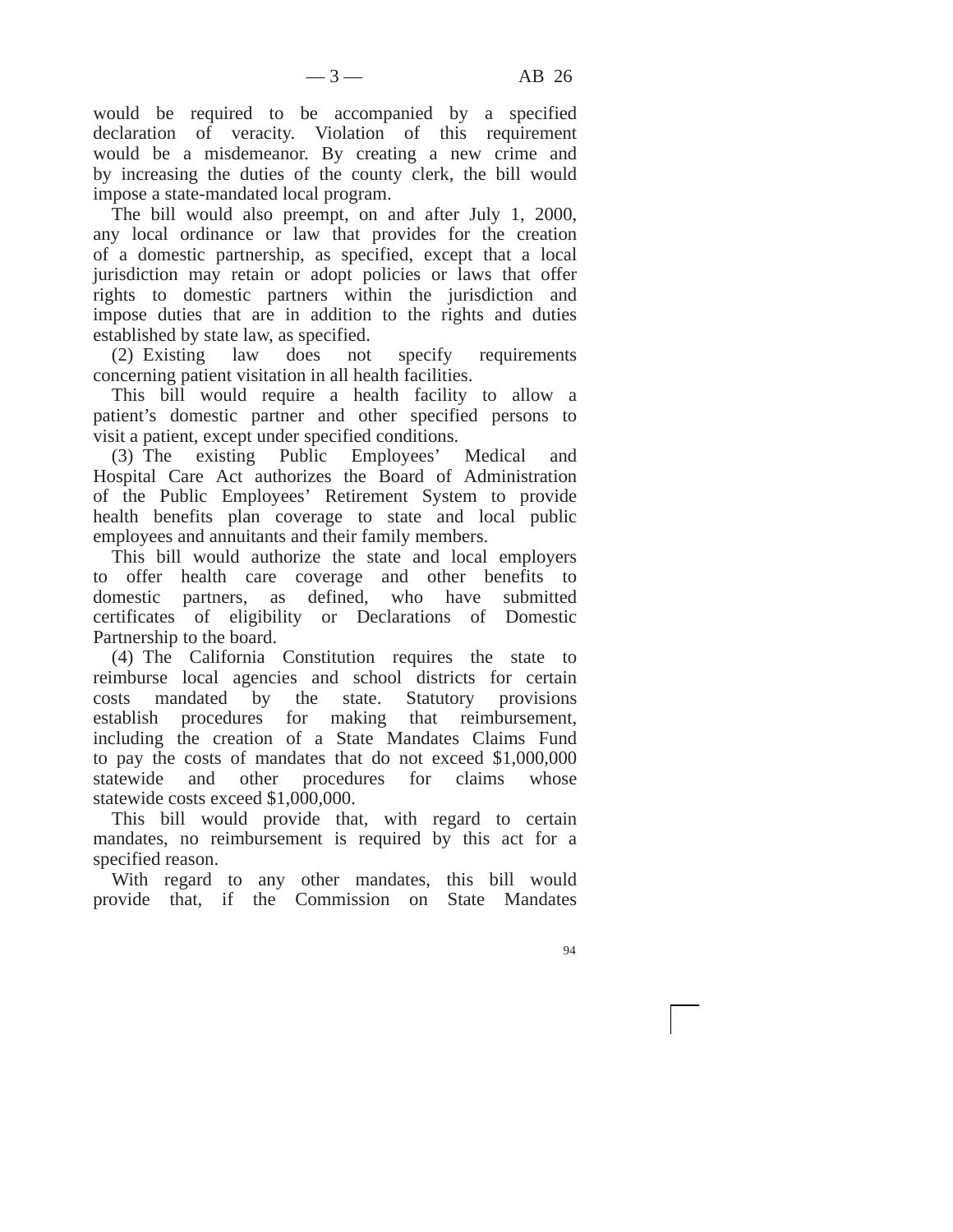would be required to be accompanied by a specified declaration of veracity. Violation of this requirement would be a misdemeanor. By creating a new crime and by increasing the duties of the county clerk, the bill would impose a state-mandated local program.

The bill would also preempt, on and after July 1, 2000, any local ordinance or law that provides for the creation of a domestic partnership, as specified, except that a local jurisdiction may retain or adopt policies or laws that offer rights to domestic partners within the jurisdiction and impose duties that are in addition to the rights and duties established by state law, as specified.

(2) Existing law does not specify requirements concerning patient visitation in all health facilities.

This bill would require a health facility to allow a patient's domestic partner and other specified persons to visit a patient, except under specified conditions.

(3) The existing Public Employees' Medical and Hospital Care Act authorizes the Board of Administration of the Public Employees' Retirement System to provide health benefits plan coverage to state and local public employees and annuitants and their family members.

This bill would authorize the state and local employers to offer health care coverage and other benefits to domestic partners, as defined, who have submitted certificates of eligibility or Declarations of Domestic Partnership to the board.

(4) The California Constitution requires the state to reimburse local agencies and school districts for certain costs mandated by the state. Statutory provisions establish procedures for making that reimbursement, including the creation of a State Mandates Claims Fund to pay the costs of mandates that do not exceed $1,000,000 statewide and other procedures for claims whose statewide costs exceed $1,000,000.

This bill would provide that, with regard to certain mandates, no reimbursement is required by this act for a specified reason.

With regard to any other mandates, this bill would provide that, if the Commission on State Mandates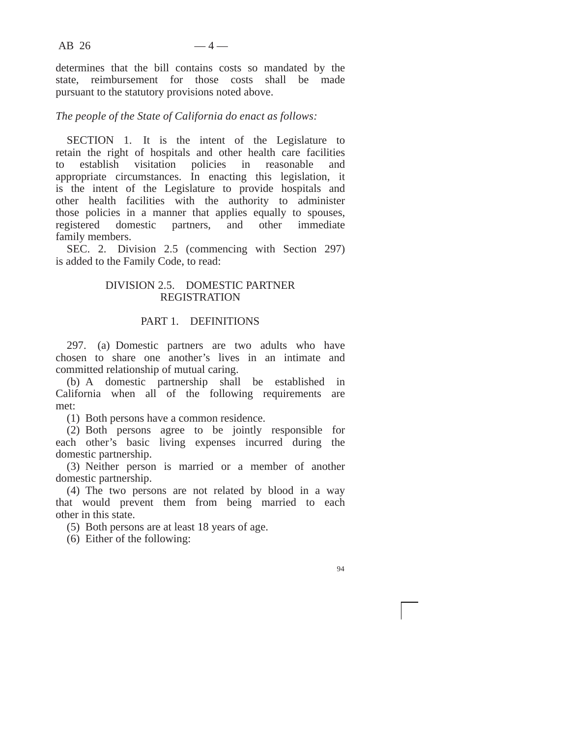determines that the bill contains costs so mandated by the state, reimbursement for those costs shall be made pursuant to the statutory provisions noted above.

*The people of the State of California do enact as follows:*

SECTION 1. It is the intent of the Legislature to retain the right of hospitals and other health care facilities to establish visitation policies in reasonable and appropriate circumstances. In enacting this legislation, it is the intent of the Legislature to provide hospitals and other health facilities with the authority to administer those policies in a manner that applies equally to spouses, registered domestic partners, and other immediate family members.

SEC. 2. Division 2.5 (commencing with Section 297) is added to the Family Code, to read:

## DIVISION 2.5. DOMESTIC PARTNER REGISTRATION

### PART 1. DEFINITIONS

297. (a) Domestic partners are two adults who have chosen to share one another's lives in an intimate and committed relationship of mutual caring.

(b) A domestic partnership shall be established in California when all of the following requirements are met:

(1) Both persons have a common residence.

(2) Both persons agree to be jointly responsible for each other's basic living expenses incurred during the domestic partnership.

(3) Neither person is married or a member of another domestic partnership.

(4) The two persons are not related by blood in a way that would prevent them from being married to each other in this state.

(5) Both persons are at least 18 years of age.

(6) Either of the following: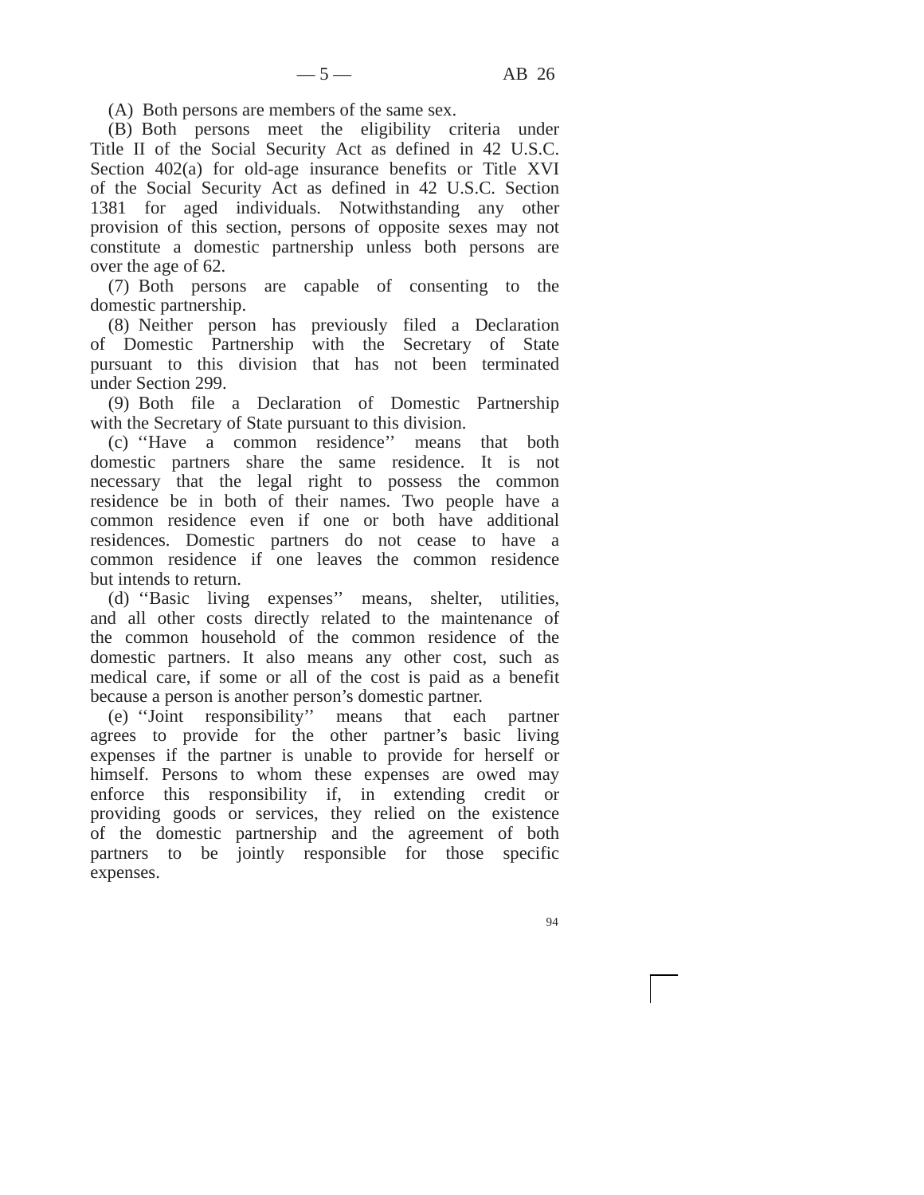(A) Both persons are members of the same sex.

(B) Both persons meet the eligibility criteria under Title II of the Social Security Act as defined in 42 U.S.C. Section 402(a) for old-age insurance benefits or Title XVI of the Social Security Act as defined in 42 U.S.C. Section 1381 for aged individuals. Notwithstanding any other provision of this section, persons of opposite sexes may not constitute a domestic partnership unless both persons are over the age of 62.

(7) Both persons are capable of consenting to the domestic partnership.

(8) Neither person has previously filed a Declaration of Domestic Partnership with the Secretary of State pursuant to this division that has not been terminated under Section 299.

(9) Both file a Declaration of Domestic Partnership with the Secretary of State pursuant to this division.

(c) ''Have a common residence'' means that both domestic partners share the same residence. It is not necessary that the legal right to possess the common residence be in both of their names. Two people have a common residence even if one or both have additional residences. Domestic partners do not cease to have a common residence if one leaves the common residence but intends to return.

(d) ''Basic living expenses'' means, shelter, utilities, and all other costs directly related to the maintenance of the common household of the common residence of the domestic partners. It also means any other cost, such as medical care, if some or all of the cost is paid as a benefit because a person is another person's domestic partner.

(e) ''Joint responsibility'' means that each partner agrees to provide for the other partner's basic living expenses if the partner is unable to provide for herself or himself. Persons to whom these expenses are owed may enforce this responsibility if, in extending credit or providing goods or services, they relied on the existence of the domestic partnership and the agreement of both partners to be jointly responsible for those specific expenses.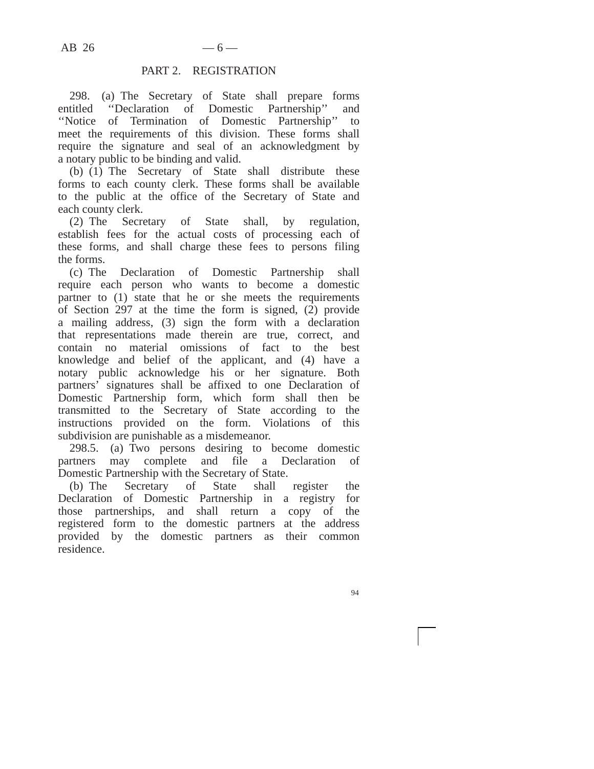## PART 2. REGISTRATION

298. (a) The Secretary of State shall prepare forms entitled ''Declaration of Domestic Partnership'' and ''Notice of Termination of Domestic Partnership'' to meet the requirements of this division. These forms shall require the signature and seal of an acknowledgment by a notary public to be binding and valid.

(b) (1) The Secretary of State shall distribute these forms to each county clerk. These forms shall be available to the public at the office of the Secretary of State and each county clerk.

(2) The Secretary of State shall, by regulation, establish fees for the actual costs of processing each of these forms, and shall charge these fees to persons filing the forms.

(c) The Declaration of Domestic Partnership shall require each person who wants to become a domestic partner to (1) state that he or she meets the requirements of Section 297 at the time the form is signed, (2) provide a mailing address, (3) sign the form with a declaration that representations made therein are true, correct, and contain no material omissions of fact to the best knowledge and belief of the applicant, and (4) have a notary public acknowledge his or her signature. Both partners' signatures shall be affixed to one Declaration of Domestic Partnership form, which form shall then be transmitted to the Secretary of State according to the instructions provided on the form. Violations of this subdivision are punishable as a misdemeanor.

298.5. (a) Two persons desiring to become domestic partners may complete and file a Declaration of Domestic Partnership with the Secretary of State.

(b) The Secretary of State shall register the Declaration of Domestic Partnership in a registry for those partnerships, and shall return a copy of the registered form to the domestic partners at the address provided by the domestic partners as their common residence.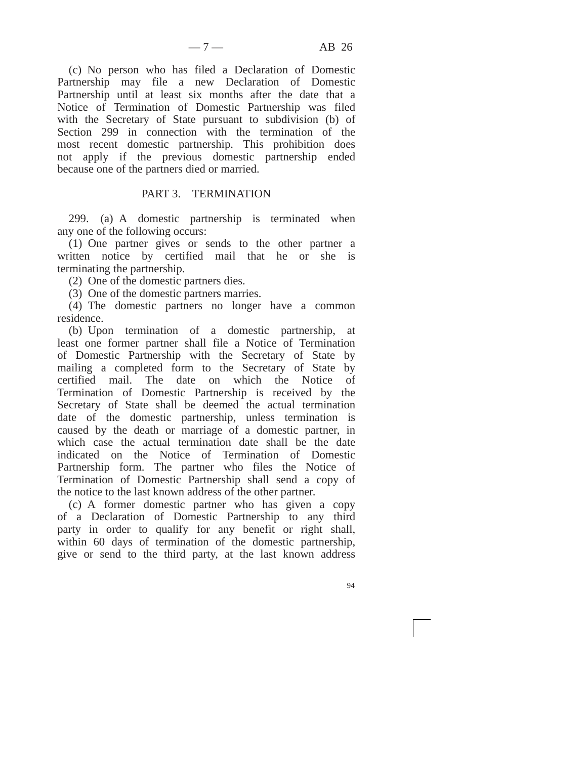(c) No person who has filed a Declaration of Domestic Partnership may file a new Declaration of Domestic Partnership until at least six months after the date that a Notice of Termination of Domestic Partnership was filed with the Secretary of State pursuant to subdivision (b) of Section 299 in connection with the termination of the most recent domestic partnership. This prohibition does not apply if the previous domestic partnership ended because one of the partners died or married.

## PART 3. TERMINATION

299. (a) A domestic partnership is terminated when any one of the following occurs:

(1) One partner gives or sends to the other partner a written notice by certified mail that he or she is terminating the partnership.

(2) One of the domestic partners dies.

(3) One of the domestic partners marries.

(4) The domestic partners no longer have a common residence.

(b) Upon termination of a domestic partnership, at least one former partner shall file a Notice of Termination of Domestic Partnership with the Secretary of State by mailing a completed form to the Secretary of State by certified mail. The date on which the Notice of Termination of Domestic Partnership is received by the Secretary of State shall be deemed the actual termination date of the domestic partnership, unless termination is caused by the death or marriage of a domestic partner, in which case the actual termination date shall be the date indicated on the Notice of Termination of Domestic Partnership form. The partner who files the Notice of Termination of Domestic Partnership shall send a copy of the notice to the last known address of the other partner.

(c) A former domestic partner who has given a copy of a Declaration of Domestic Partnership to any third party in order to qualify for any benefit or right shall, within 60 days of termination of the domestic partnership, give or send to the third party, at the last known address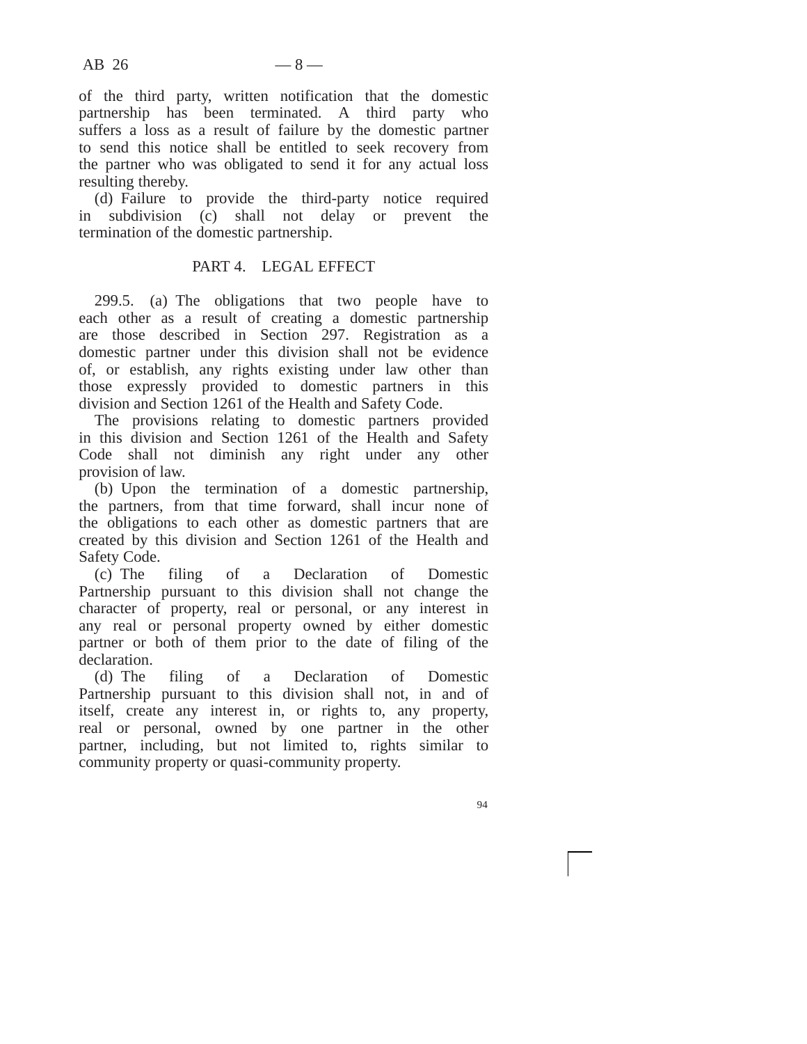of the third party, written notification that the domestic partnership has been terminated. A third party who suffers a loss as a result of failure by the domestic partner to send this notice shall be entitled to seek recovery from the partner who was obligated to send it for any actual loss resulting thereby.

(d) Failure to provide the third-party notice required in subdivision (c) shall not delay or prevent the termination of the domestic partnership.

## PART 4. LEGAL EFFECT

299.5. (a) The obligations that two people have to each other as a result of creating a domestic partnership are those described in Section 297. Registration as a domestic partner under this division shall not be evidence of, or establish, any rights existing under law other than those expressly provided to domestic partners in this division and Section 1261 of the Health and Safety Code.

The provisions relating to domestic partners provided in this division and Section 1261 of the Health and Safety Code shall not diminish any right under any other provision of law.

(b) Upon the termination of a domestic partnership, the partners, from that time forward, shall incur none of the obligations to each other as domestic partners that are created by this division and Section 1261 of the Health and Safety Code.

(c) The filing of a Declaration of Domestic Partnership pursuant to this division shall not change the character of property, real or personal, or any interest in any real or personal property owned by either domestic partner or both of them prior to the date of filing of the declaration.

(d) The filing of a Declaration of Domestic Partnership pursuant to this division shall not, in and of itself, create any interest in, or rights to, any property, real or personal, owned by one partner in the other partner, including, but not limited to, rights similar to community property or quasi-community property.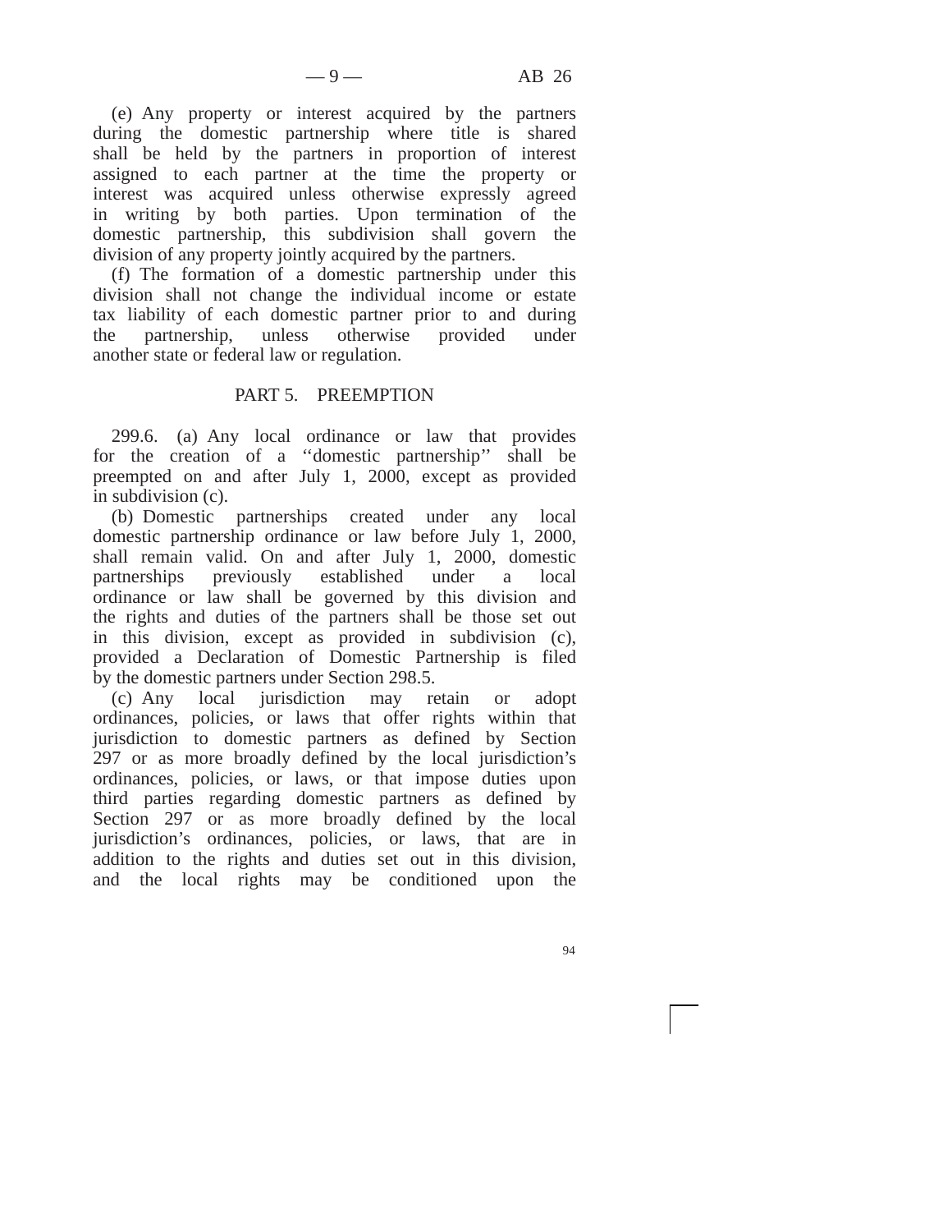(e) Any property or interest acquired by the partners during the domestic partnership where title is shared shall be held by the partners in proportion of interest assigned to each partner at the time the property or interest was acquired unless otherwise expressly agreed in writing by both parties. Upon termination of the domestic partnership, this subdivision shall govern the division of any property jointly acquired by the partners.

(f) The formation of a domestic partnership under this division shall not change the individual income or estate tax liability of each domestic partner prior to and during the partnership, unless otherwise provided under another state or federal law or regulation.

## PART 5. PREEMPTION

299.6. (a) Any local ordinance or law that provides for the creation of a ‘‘domestic partnership’’ shall be preempted on and after July 1, 2000, except as provided in subdivision (c).

(b) Domestic partnerships created under any local domestic partnership ordinance or law before July 1, 2000, shall remain valid. On and after July 1, 2000, domestic partnerships previously established under a local ordinance or law shall be governed by this division and the rights and duties of the partners shall be those set out in this division, except as provided in subdivision (c), provided a Declaration of Domestic Partnership is filed by the domestic partners under Section 298.5.

(c) Any local jurisdiction may retain or adopt ordinances, policies, or laws that offer rights within that jurisdiction to domestic partners as defined by Section 297 or as more broadly defined by the local jurisdiction’s ordinances, policies, or laws, or that impose duties upon third parties regarding domestic partners as defined by Section 297 or as more broadly defined by the local jurisdiction’s ordinances, policies, or laws, that are in addition to the rights and duties set out in this division, and the local rights may be conditioned upon the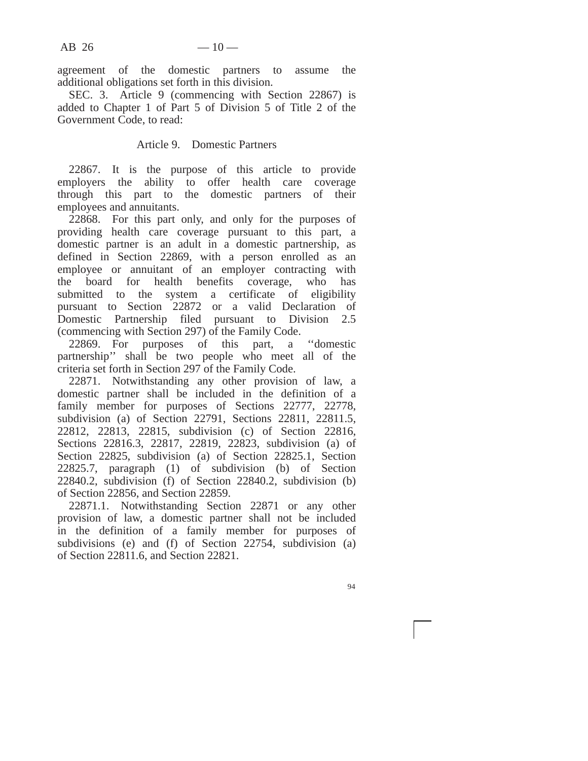agreement of the domestic partners to assume the additional obligations set forth in this division.

SEC. 3. Article 9 (commencing with Section 22867) is added to Chapter 1 of Part 5 of Division 5 of Title 2 of the Government Code, to read:

### Article 9. Domestic Partners

22867. It is the purpose of this article to provide employers the ability to offer health care coverage through this part to the domestic partners of their employees and annuitants.

22868. For this part only, and only for the purposes of providing health care coverage pursuant to this part, a domestic partner is an adult in a domestic partnership, as defined in Section 22869, with a person enrolled as an employee or annuitant of an employer contracting with the board for health benefits coverage, who has submitted to the system a certificate of eligibility pursuant to Section 22872 or a valid Declaration of Domestic Partnership filed pursuant to Division 2.5 (commencing with Section 297) of the Family Code.

22869. For purposes of this part, a ''domestic partnership'' shall be two people who meet all of the criteria set forth in Section 297 of the Family Code.

22871. Notwithstanding any other provision of law, a domestic partner shall be included in the definition of a family member for purposes of Sections 22777, 22778, subdivision (a) of Section 22791, Sections 22811, 22811.5, 22812, 22813, 22815, subdivision (c) of Section 22816, Sections 22816.3, 22817, 22819, 22823, subdivision (a) of Section 22825, subdivision (a) of Section 22825.1, Section 22825.7, paragraph (1) of subdivision (b) of Section 22840.2, subdivision (f) of Section 22840.2, subdivision (b) of Section 22856, and Section 22859.

22871.1. Notwithstanding Section 22871 or any other provision of law, a domestic partner shall not be included in the definition of a family member for purposes of subdivisions (e) and (f) of Section 22754, subdivision (a) of Section 22811.6, and Section 22821.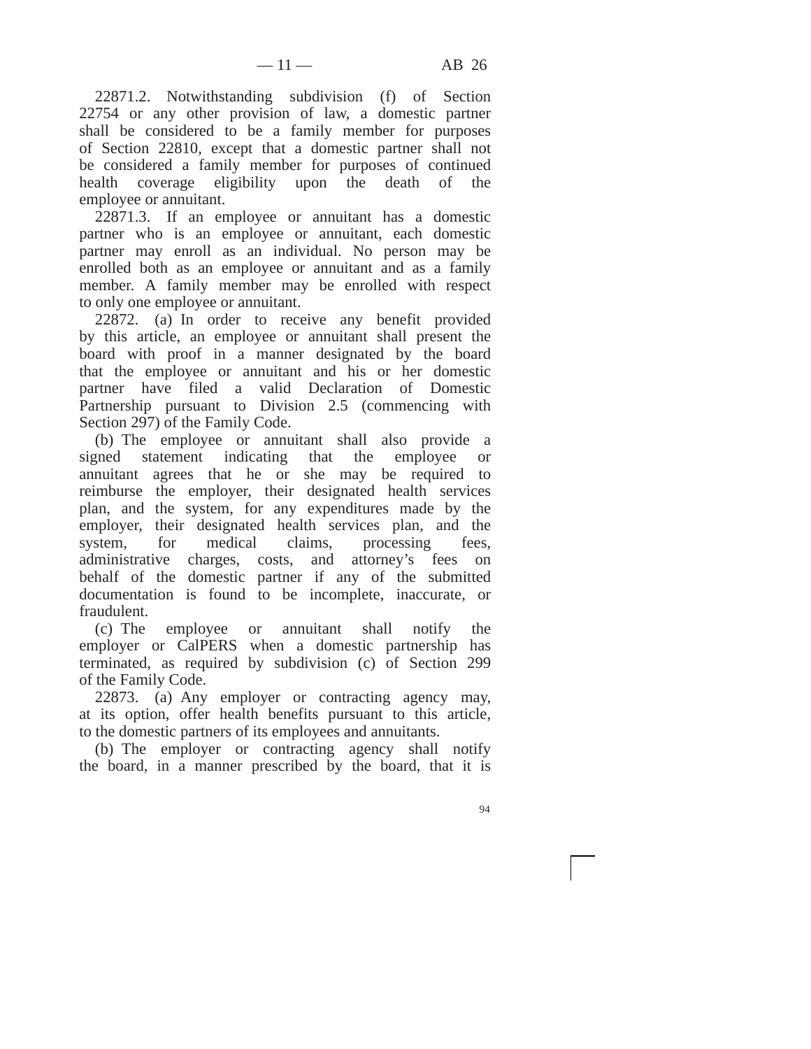22871.2. Notwithstanding subdivision (f) of Section 22754 or any other provision of law, a domestic partner shall be considered to be a family member for purposes of Section 22810, except that a domestic partner shall not be considered a family member for purposes of continued health coverage eligibility upon the death of the employee or annuitant.

22871.3. If an employee or annuitant has a domestic partner who is an employee or annuitant, each domestic partner may enroll as an individual. No person may be enrolled both as an employee or annuitant and as a family member. A family member may be enrolled with respect to only one employee or annuitant.

22872. (a) In order to receive any benefit provided by this article, an employee or annuitant shall present the board with proof in a manner designated by the board that the employee or annuitant and his or her domestic partner have filed a valid Declaration of Domestic Partnership pursuant to Division 2.5 (commencing with Section 297) of the Family Code.

(b) The employee or annuitant shall also provide a signed statement indicating that the employee or annuitant agrees that he or she may be required to reimburse the employer, their designated health services plan, and the system, for any expenditures made by the employer, their designated health services plan, and the system, for medical claims, processing fees, administrative charges, costs, and attorney's fees on behalf of the domestic partner if any of the submitted documentation is found to be incomplete, inaccurate, or fraudulent.

(c) The employee or annuitant shall notify the employer or CalPERS when a domestic partnership has terminated, as required by subdivision (c) of Section 299 of the Family Code.

22873. (a) Any employer or contracting agency may, at its option, offer health benefits pursuant to this article, to the domestic partners of its employees and annuitants.

(b) The employer or contracting agency shall notify the board, in a manner prescribed by the board, that it is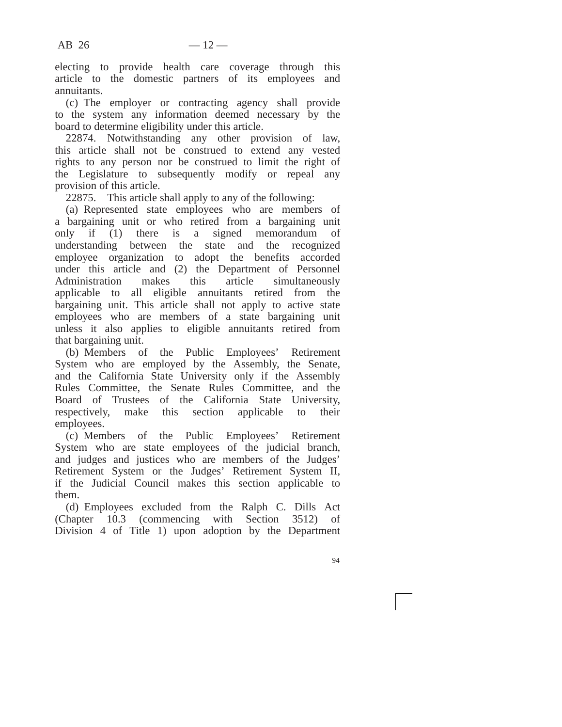electing to provide health care coverage through this article to the domestic partners of its employees and annuitants.

(c) The employer or contracting agency shall provide to the system any information deemed necessary by the board to determine eligibility under this article.

22874. Notwithstanding any other provision of law, this article shall not be construed to extend any vested rights to any person nor be construed to limit the right of the Legislature to subsequently modify or repeal any provision of this article.

22875. This article shall apply to any of the following:

(a) Represented state employees who are members of a bargaining unit or who retired from a bargaining unit only if (1) there is a signed memorandum of understanding between the state and the recognized employee organization to adopt the benefits accorded under this article and (2) the Department of Personnel Administration makes this article simultaneously applicable to all eligible annuitants retired from the bargaining unit. This article shall not apply to active state employees who are members of a state bargaining unit unless it also applies to eligible annuitants retired from that bargaining unit.

(b) Members of the Public Employees' Retirement System who are employed by the Assembly, the Senate, and the California State University only if the Assembly Rules Committee, the Senate Rules Committee, and the Board of Trustees of the California State University, respectively, make this section applicable to their employees.

(c) Members of the Public Employees' Retirement System who are state employees of the judicial branch, and judges and justices who are members of the Judges' Retirement System or the Judges' Retirement System II, if the Judicial Council makes this section applicable to them.

(d) Employees excluded from the Ralph C. Dills Act (Chapter 10.3 (commencing with Section 3512) of Division 4 of Title 1) upon adoption by the Department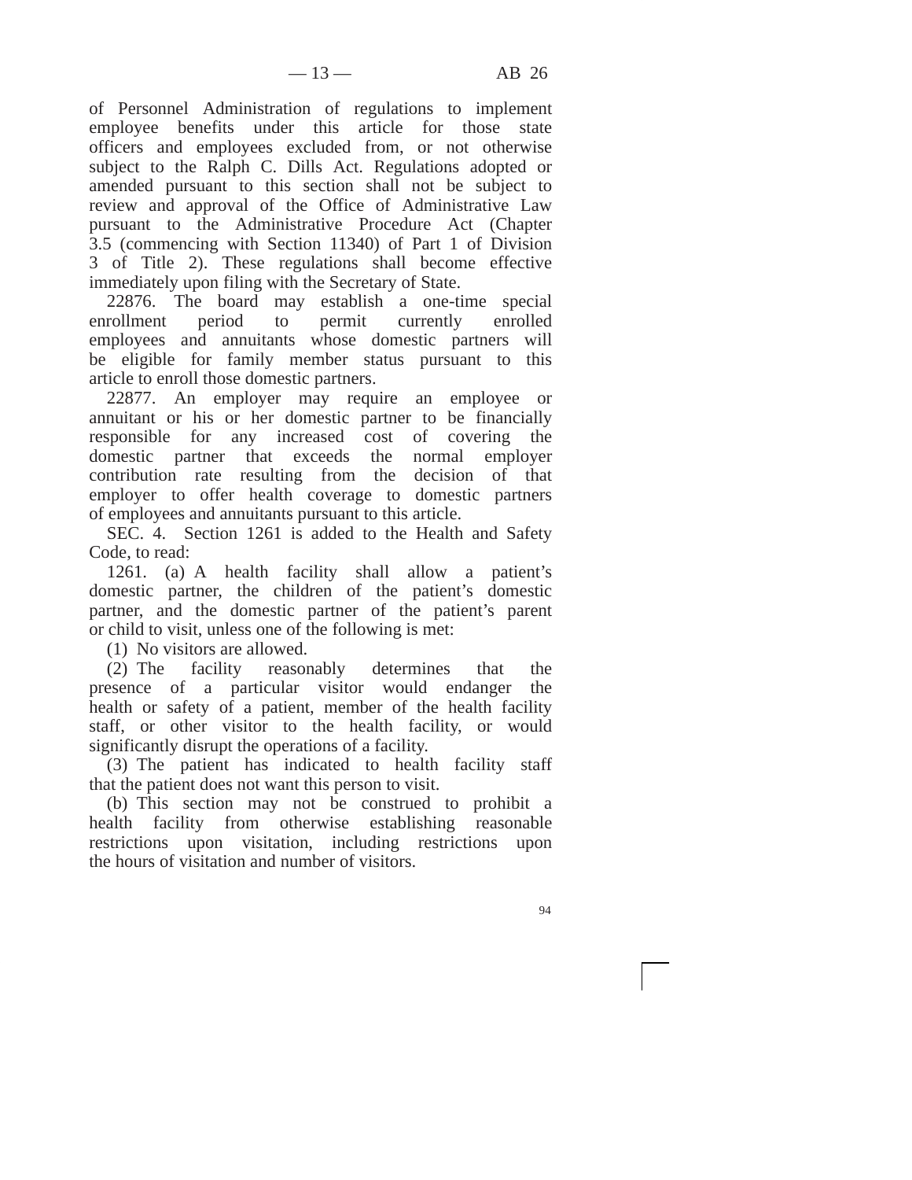of Personnel Administration of regulations to implement employee benefits under this article for those state officers and employees excluded from, or not otherwise subject to the Ralph C. Dills Act. Regulations adopted or amended pursuant to this section shall not be subject to review and approval of the Office of Administrative Law pursuant to the Administrative Procedure Act (Chapter 3.5 (commencing with Section 11340) of Part 1 of Division 3 of Title 2). These regulations shall become effective immediately upon filing with the Secretary of State.

22876. The board may establish a one-time special enrollment period to permit currently enrolled employees and annuitants whose domestic partners will be eligible for family member status pursuant to this article to enroll those domestic partners.

22877. An employer may require an employee or annuitant or his or her domestic partner to be financially responsible for any increased cost of covering the domestic partner that exceeds the normal employer contribution rate resulting from the decision of that employer to offer health coverage to domestic partners of employees and annuitants pursuant to this article.

SEC. 4. Section 1261 is added to the Health and Safety Code, to read:

1261. (a) A health facility shall allow a patient's domestic partner, the children of the patient's domestic partner, and the domestic partner of the patient's parent or child to visit, unless one of the following is met:

(1) No visitors are allowed.

(2) The facility reasonably determines that the presence of a particular visitor would endanger the health or safety of a patient, member of the health facility staff, or other visitor to the health facility, or would significantly disrupt the operations of a facility.

(3) The patient has indicated to health facility staff that the patient does not want this person to visit.

(b) This section may not be construed to prohibit a health facility from otherwise establishing reasonable restrictions upon visitation, including restrictions upon the hours of visitation and number of visitors.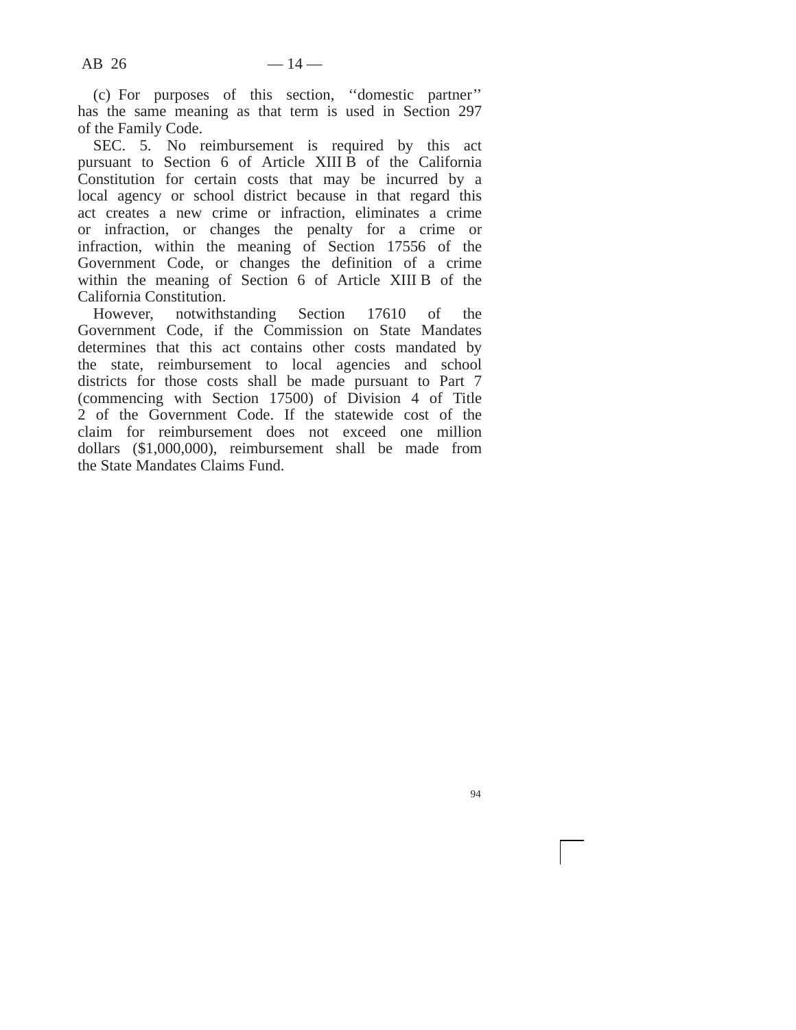(c) For purposes of this section, ‘‘domestic partner’’ has the same meaning as that term is used in Section 297 of the Family Code.

SEC. 5. No reimbursement is required by this act pursuant to Section 6 of Article XIII B of the California Constitution for certain costs that may be incurred by a local agency or school district because in that regard this act creates a new crime or infraction, eliminates a crime or infraction, or changes the penalty for a crime or infraction, within the meaning of Section 17556 of the Government Code, or changes the definition of a crime within the meaning of Section 6 of Article XIII B of the California Constitution.

However, notwithstanding Section 17610 of the Government Code, if the Commission on State Mandates determines that this act contains other costs mandated by the state, reimbursement to local agencies and school districts for those costs shall be made pursuant to Part 7 (commencing with Section 17500) of Division 4 of Title 2 of the Government Code. If the statewide cost of the claim for reimbursement does not exceed one million dollars ($1,000,000), reimbursement shall be made from the State Mandates Claims Fund.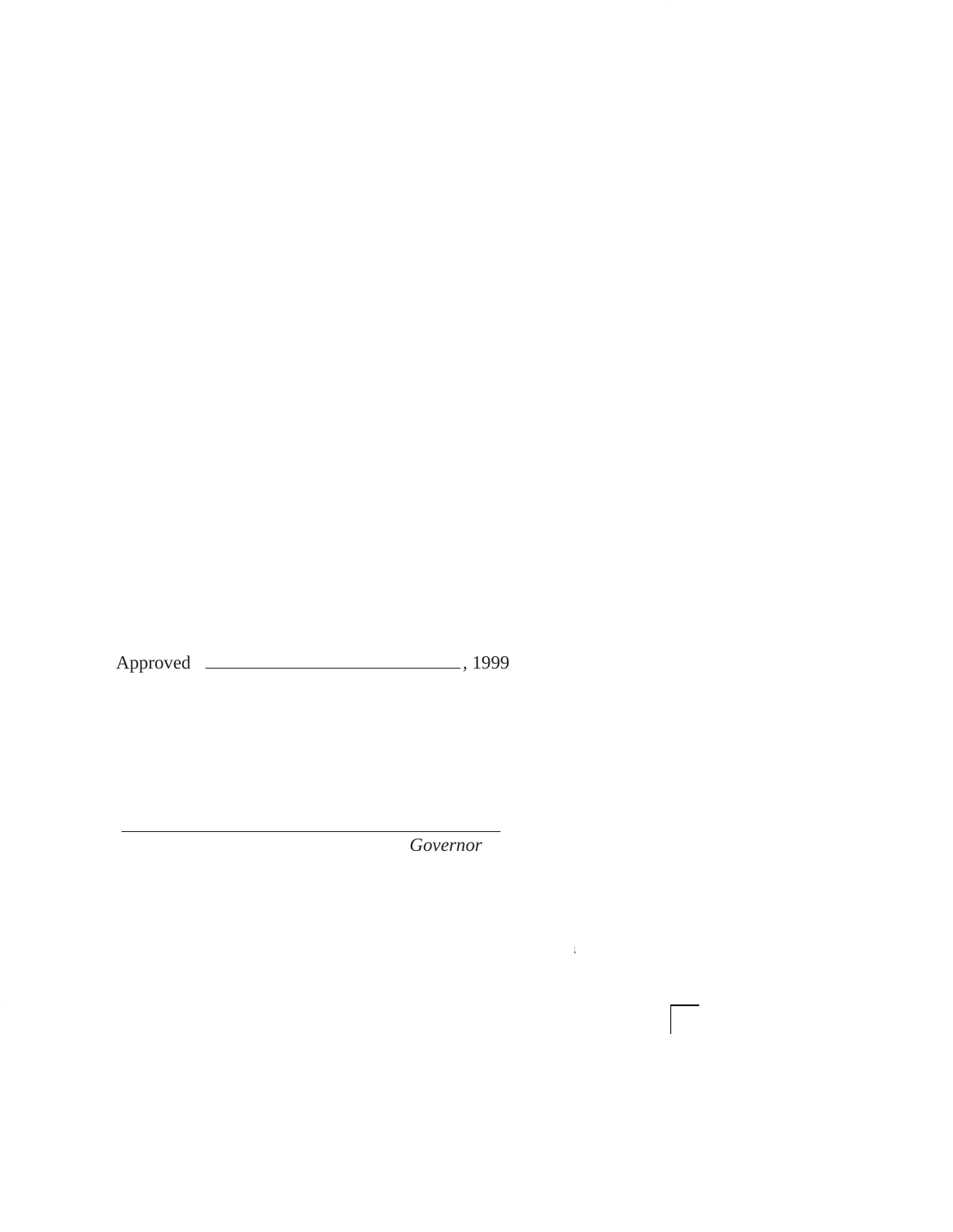Approved ______________________________, 1999

______________________________________________

*Governor*